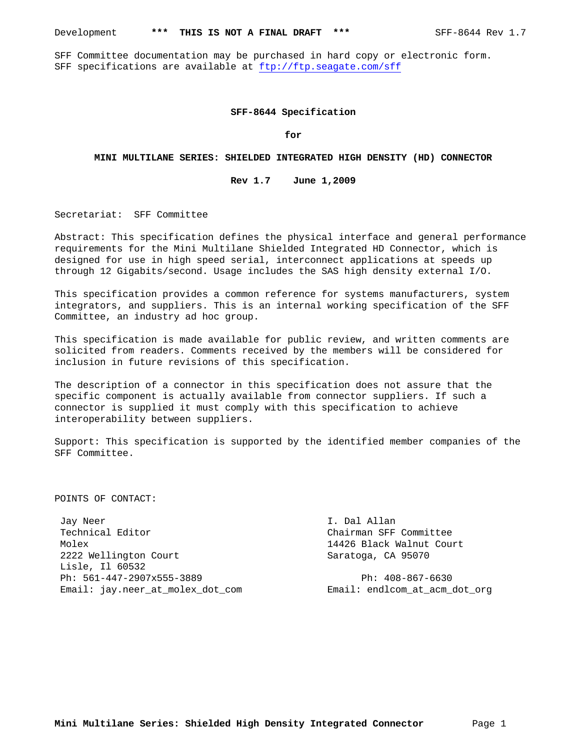SFF Committee documentation may be purchased in hard copy or electronic form.
SFF specifications are available at ftp://ftp.seagate.com/sff

**SFF-8644 Specification**

**for**

**MINI MULTILANE SERIES: SHIELDED INTEGRATED HIGH DENSITY (HD) CONNECTOR**

**Rev 1.7 June 1,2009**

Secretariat: SFF Committee

Abstract: This specification defines the physical interface and general performance requirements for the Mini Multilane Shielded Integrated HD Connector, which is designed for use in high speed serial, interconnect applications at speeds up through 12 Gigabits/second. Usage includes the SAS high density external I/O.

This specification provides a common reference for systems manufacturers, system integrators, and suppliers. This is an internal working specification of the SFF Committee, an industry ad hoc group.

This specification is made available for public review, and written comments are solicited from readers. Comments received by the members will be considered for inclusion in future revisions of this specification.

The description of a connector in this specification does not assure that the specific component is actually available from connector suppliers. If such a connector is supplied it must comply with this specification to achieve interoperability between suppliers.

Support: This specification is supported by the identified member companies of the SFF Committee.

POINTS OF CONTACT:

Jay Neer
Technical Editor
Molex
2222 Wellington Court
Lisle, Il 60532
Ph: 561-447-2907x555-3889
Email: jay.neer_at_molex_dot_com

I. Dal Allan
Chairman SFF Committee
14426 Black Walnut Court
Saratoga, CA 95070
Ph: 408-867-6630
Email: endlcom_at_acm_dot_org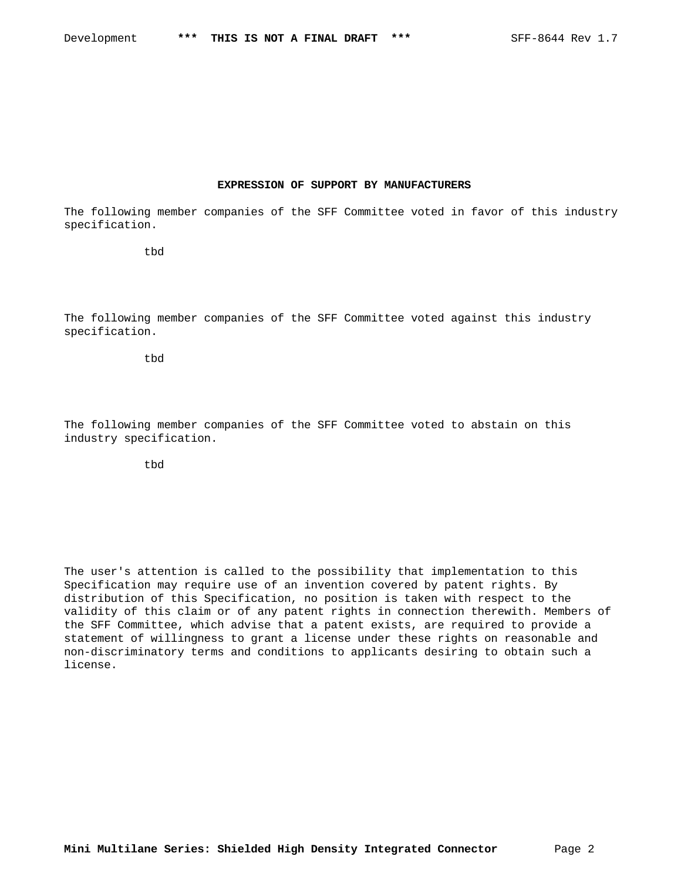## EXPRESSION OF SUPPORT BY MANUFACTURERS

The following member companies of the SFF Committee voted in favor of this industry specification.

tbd

The following member companies of the SFF Committee voted against this industry specification.

tbd

The following member companies of the SFF Committee voted to abstain on this industry specification.

tbd

The user's attention is called to the possibility that implementation to this Specification may require use of an invention covered by patent rights. By distribution of this Specification, no position is taken with respect to the validity of this claim or of any patent rights in connection therewith. Members of the SFF Committee, which advise that a patent exists, are required to provide a statement of willingness to grant a license under these rights on reasonable and non-discriminatory terms and conditions to applicants desiring to obtain such a license.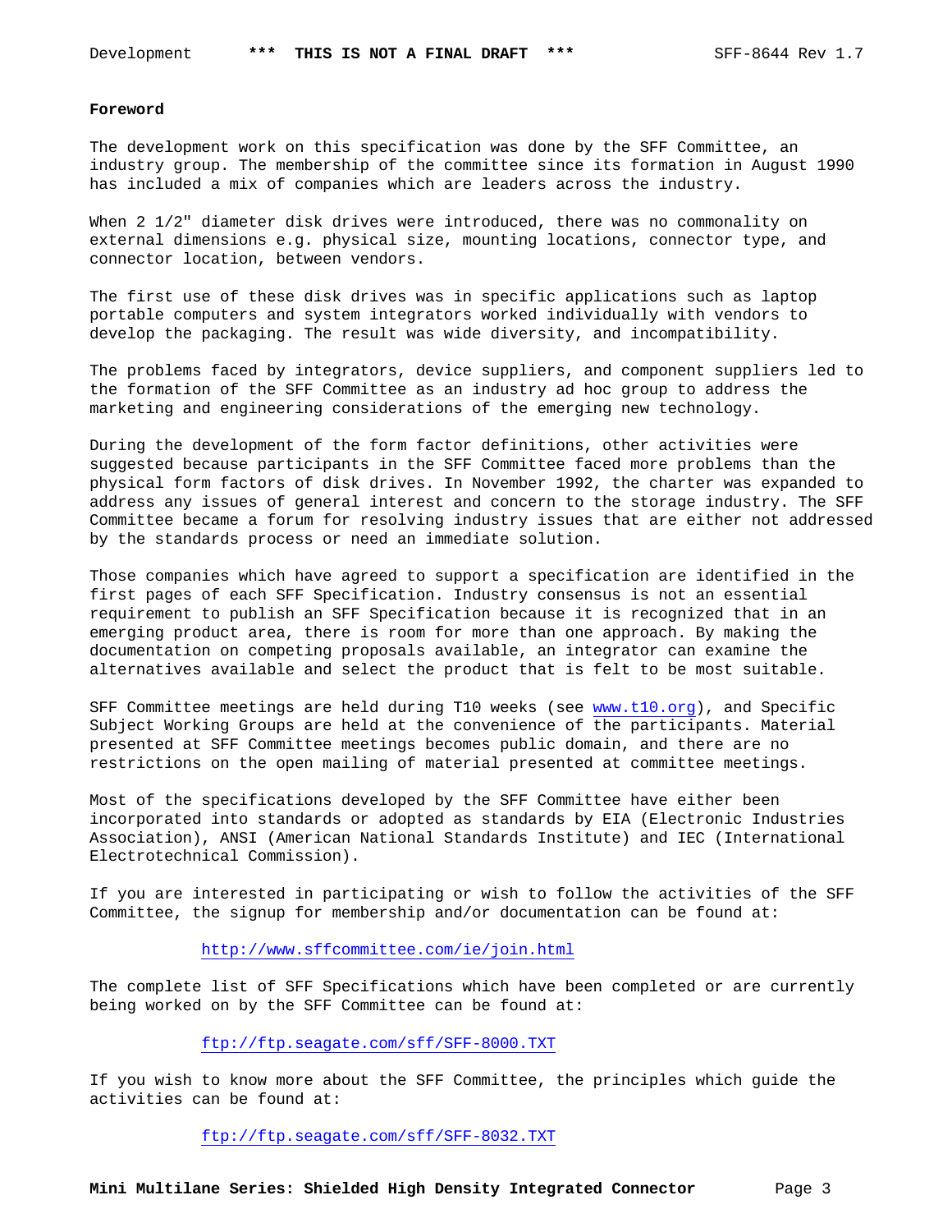## Foreword

The development work on this specification was done by the SFF Committee, an industry group. The membership of the committee since its formation in August 1990 has included a mix of companies which are leaders across the industry.

When 2 1/2" diameter disk drives were introduced, there was no commonality on external dimensions e.g. physical size, mounting locations, connector type, and connector location, between vendors.

The first use of these disk drives was in specific applications such as laptop portable computers and system integrators worked individually with vendors to develop the packaging. The result was wide diversity, and incompatibility.

The problems faced by integrators, device suppliers, and component suppliers led to the formation of the SFF Committee as an industry ad hoc group to address the marketing and engineering considerations of the emerging new technology.

During the development of the form factor definitions, other activities were suggested because participants in the SFF Committee faced more problems than the physical form factors of disk drives. In November 1992, the charter was expanded to address any issues of general interest and concern to the storage industry. The SFF Committee became a forum for resolving industry issues that are either not addressed by the standards process or need an immediate solution.

Those companies which have agreed to support a specification are identified in the first pages of each SFF Specification. Industry consensus is not an essential requirement to publish an SFF Specification because it is recognized that in an emerging product area, there is room for more than one approach. By making the documentation on competing proposals available, an integrator can examine the alternatives available and select the product that is felt to be most suitable.

SFF Committee meetings are held during T10 weeks (see www.t10.org), and Specific Subject Working Groups are held at the convenience of the participants. Material presented at SFF Committee meetings becomes public domain, and there are no restrictions on the open mailing of material presented at committee meetings.

Most of the specifications developed by the SFF Committee have either been incorporated into standards or adopted as standards by EIA (Electronic Industries Association), ANSI (American National Standards Institute) and IEC (International Electrotechnical Commission).

If you are interested in participating or wish to follow the activities of the SFF Committee, the signup for membership and/or documentation can be found at:

http://www.sffcommittee.com/ie/join.html

The complete list of SFF Specifications which have been completed or are currently being worked on by the SFF Committee can be found at:

ftp://ftp.seagate.com/sff/SFF-8000.TXT

If you wish to know more about the SFF Committee, the principles which guide the activities can be found at:

ftp://ftp.seagate.com/sff/SFF-8032.TXT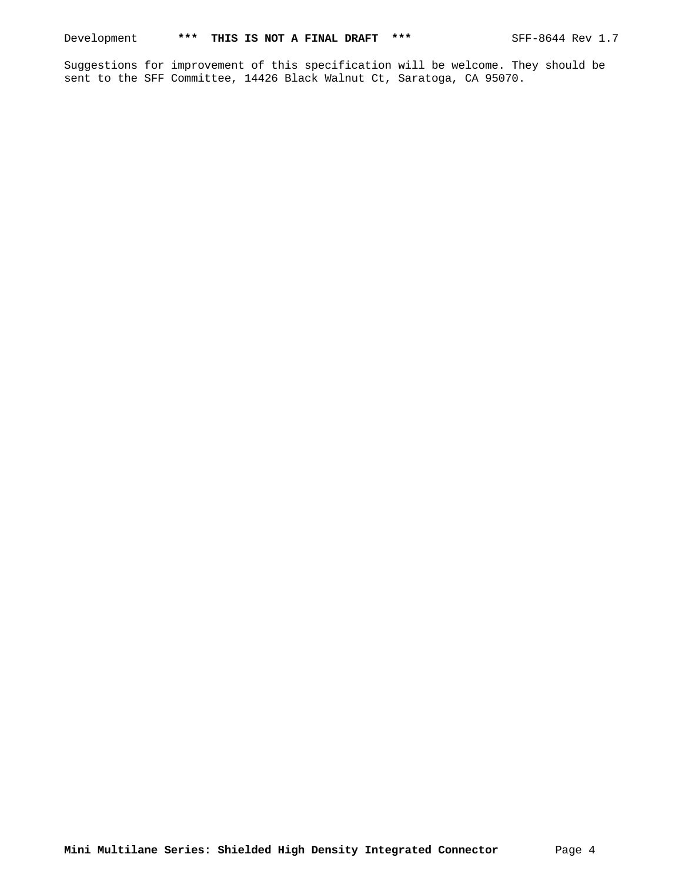Suggestions for improvement of this specification will be welcome. They should be sent to the SFF Committee, 14426 Black Walnut Ct, Saratoga, CA 95070.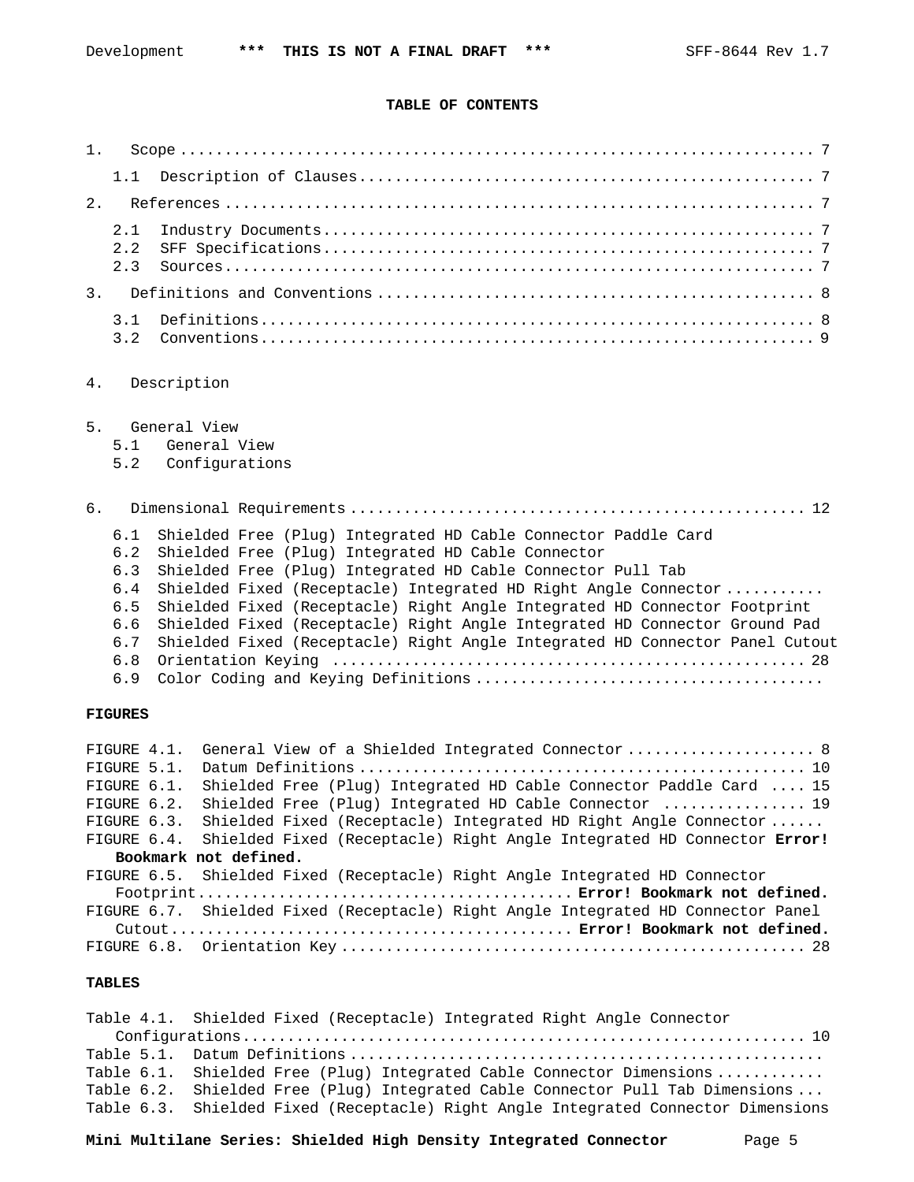**TABLE OF CONTENTS**

1. Scope ........................................................................ 7
   1.1 Description of Clauses.................................................. 7
2. References ................................................................... 7
   2.1 Industry Documents...................................................... 7
   2.2 SFF Specifications...................................................... 7
   2.3 Sources................................................................. 7
3. Definitions and Conventions ................................................ 8
   3.1 Definitions............................................................. 8
   3.2 Conventions............................................................. 9
4. Description
5. General View
   5.1 General View
   5.2 Configurations
6. Dimensional Requirements .................................................. 12
   6.1 Shielded Free (Plug) Integrated HD Cable Connector Paddle Card
   6.2 Shielded Free (Plug) Integrated HD Cable Connector
   6.3 Shielded Free (Plug) Integrated HD Cable Connector Pull Tab
   6.4 Shielded Fixed (Receptacle) Integrated HD Right Angle Connector ...........
   6.5 Shielded Fixed (Receptacle) Right Angle Integrated HD Connector Footprint
   6.6 Shielded Fixed (Receptacle) Right Angle Integrated HD Connector Ground Pad
   6.7 Shielded Fixed (Receptacle) Right Angle Integrated HD Connector Panel Cutout
   6.8 Orientation Keying ..................................................... 28
   6.9 Color Coding and Keying Definitions .....................................

**FIGURES**

FIGURE 4.1. General View of a Shielded Integrated Connector ..................... 8
FIGURE 5.1. Datum Definitions ................................................ 10
FIGURE 6.1. Shielded Free (Plug) Integrated HD Cable Connector Paddle Card .... 15
FIGURE 6.2. Shielded Free (Plug) Integrated HD Cable Connector ............... 19
FIGURE 6.3. Shielded Fixed (Receptacle) Integrated HD Right Angle Connector ......
FIGURE 6.4. Shielded Fixed (Receptacle) Right Angle Integrated HD Connector **Error! Bookmark not defined.**
FIGURE 6.5. Shielded Fixed (Receptacle) Right Angle Integrated HD Connector Footprint........................................ **Error! Bookmark not defined.**
FIGURE 6.7. Shielded Fixed (Receptacle) Right Angle Integrated HD Connector Panel Cutout........................................... **Error! Bookmark not defined.**
FIGURE 6.8. Orientation Key .................................................. 28

**TABLES**

Table 4.1. Shielded Fixed (Receptacle) Integrated Right Angle Connector Configurations............................................................ 10
Table 5.1. Datum Definitions ..................................................
Table 6.1. Shielded Free (Plug) Integrated Cable Connector Dimensions ...........
Table 6.2. Shielded Free (Plug) Integrated Cable Connector Pull Tab Dimensions ...
Table 6.3. Shielded Fixed (Receptacle) Right Angle Integrated Connector Dimensions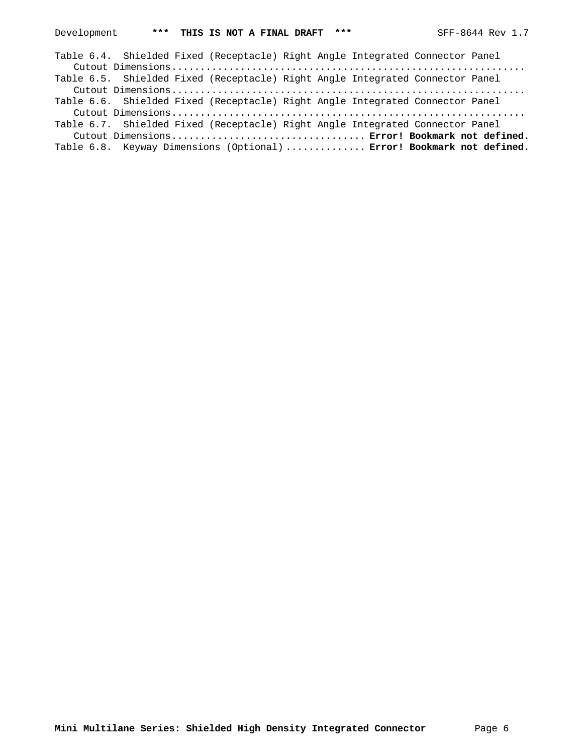Table 6.4. Shielded Fixed (Receptacle) Right Angle Integrated Connector Panel Cutout Dimensions..............................................................

Table 6.5. Shielded Fixed (Receptacle) Right Angle Integrated Connector Panel Cutout Dimensions..............................................................

Table 6.6. Shielded Fixed (Receptacle) Right Angle Integrated Connector Panel Cutout Dimensions..............................................................

Table 6.7. Shielded Fixed (Receptacle) Right Angle Integrated Connector Panel Cutout Dimensions................................. **Error! Bookmark not defined.**

Table 6.8. Keyway Dimensions (Optional) ............. **Error! Bookmark not defined.**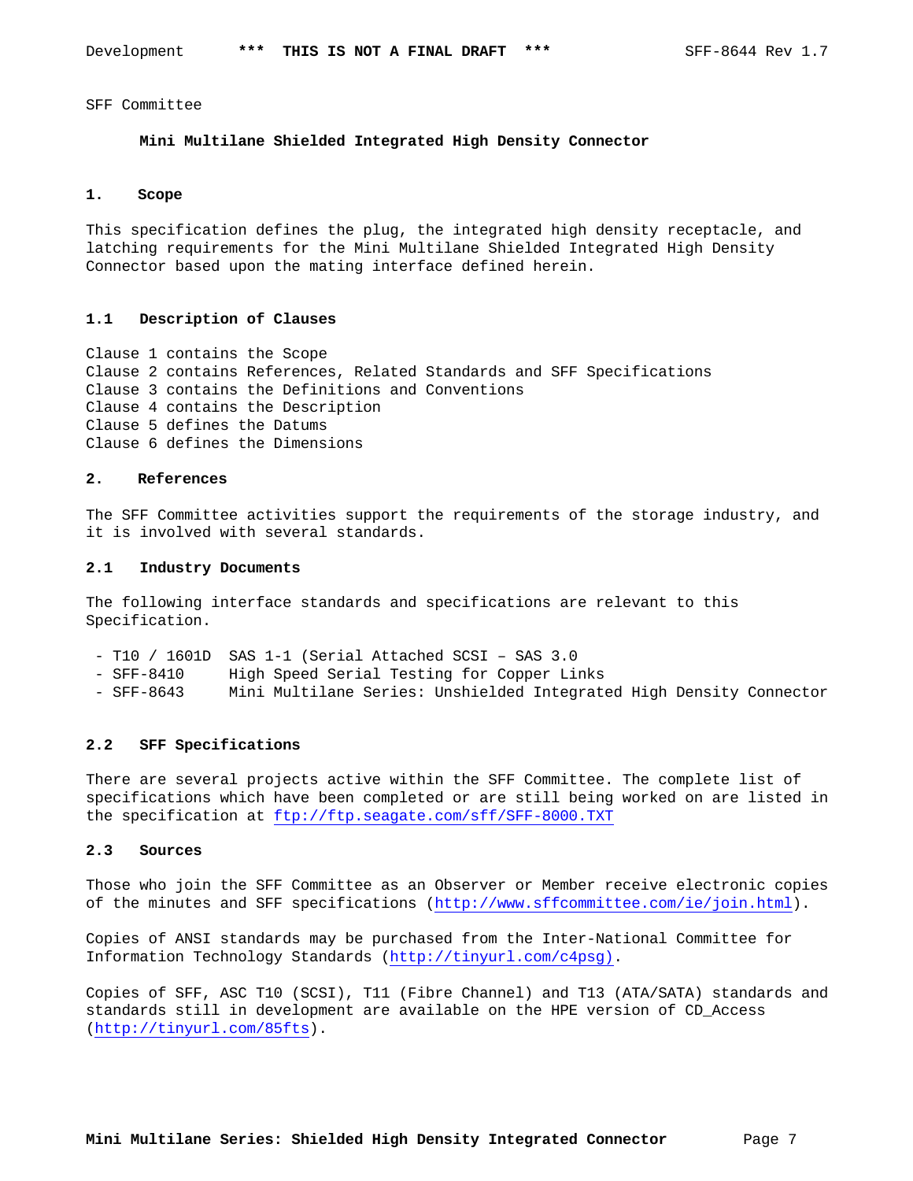SFF Committee

**Mini Multilane Shielded Integrated High Density Connector**

## 1. Scope

This specification defines the plug, the integrated high density receptacle, and latching requirements for the Mini Multilane Shielded Integrated High Density Connector based upon the mating interface defined herein.

### 1.1 Description of Clauses

Clause 1 contains the Scope
Clause 2 contains References, Related Standards and SFF Specifications
Clause 3 contains the Definitions and Conventions
Clause 4 contains the Description
Clause 5 defines the Datums
Clause 6 defines the Dimensions

## 2. References

The SFF Committee activities support the requirements of the storage industry, and it is involved with several standards.

### 2.1 Industry Documents

The following interface standards and specifications are relevant to this Specification.

- T10 / 1601D SAS 1-1 (Serial Attached SCSI – SAS 3.0
- SFF-8410 High Speed Serial Testing for Copper Links
- SFF-8643 Mini Multilane Series: Unshielded Integrated High Density Connector

### 2.2 SFF Specifications

There are several projects active within the SFF Committee. The complete list of specifications which have been completed or are still being worked on are listed in the specification at ftp://ftp.seagate.com/sff/SFF-8000.TXT

### 2.3 Sources

Those who join the SFF Committee as an Observer or Member receive electronic copies of the minutes and SFF specifications (http://www.sffcommittee.com/ie/join.html).

Copies of ANSI standards may be purchased from the Inter-National Committee for Information Technology Standards (http://tinyurl.com/c4psg).

Copies of SFF, ASC T10 (SCSI), T11 (Fibre Channel) and T13 (ATA/SATA) standards and standards still in development are available on the HPE version of CD_Access (http://tinyurl.com/85fts).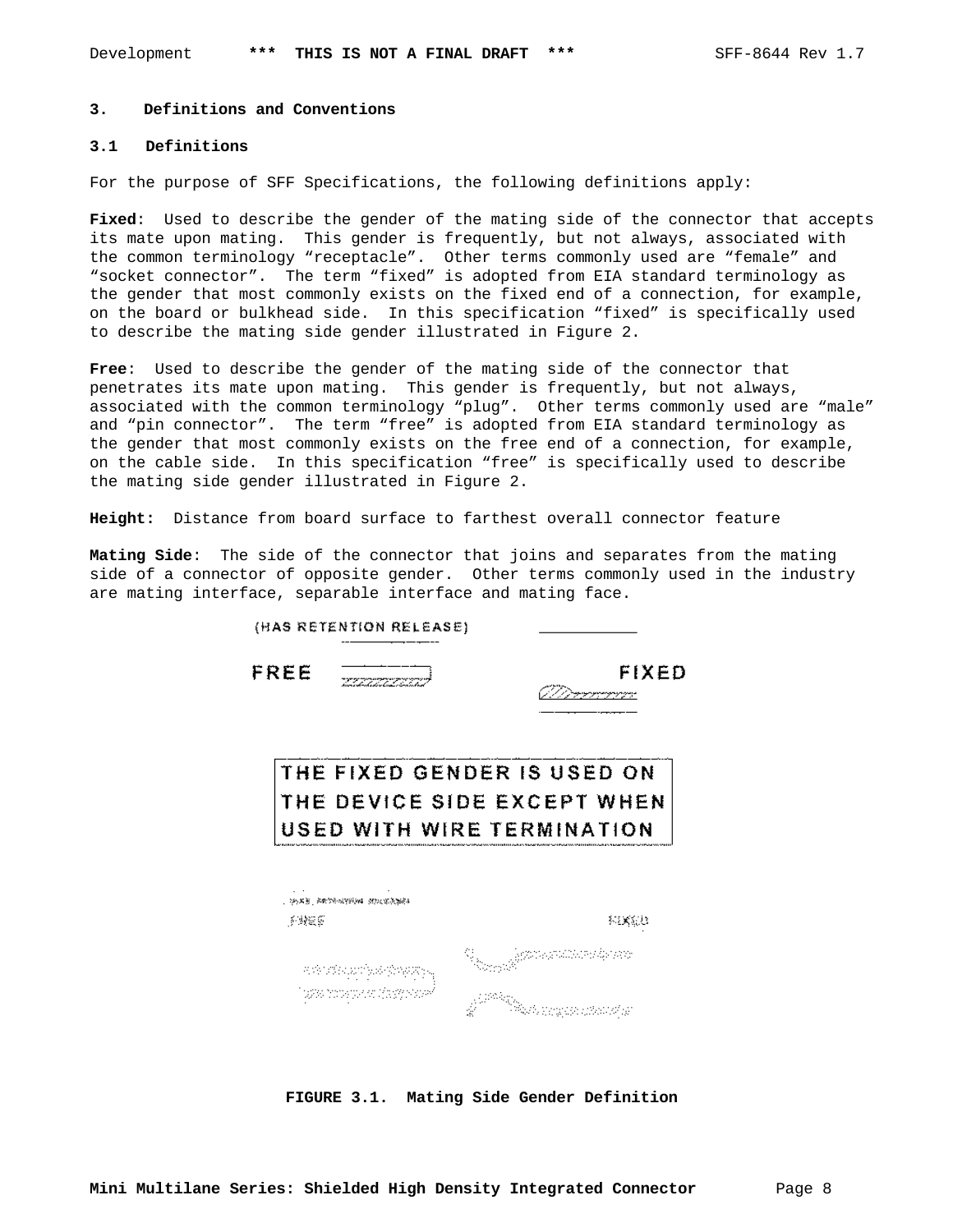# 3. Definitions and Conventions

## 3.1 Definitions

For the purpose of SFF Specifications, the following definitions apply:

**Fixed**: Used to describe the gender of the mating side of the connector that accepts its mate upon mating. This gender is frequently, but not always, associated with the common terminology “receptacle”. Other terms commonly used are “female” and “socket connector”. The term “fixed” is adopted from EIA standard terminology as the gender that most commonly exists on the fixed end of a connection, for example, on the board or bulkhead side. In this specification “fixed” is specifically used to describe the mating side gender illustrated in Figure 2.

**Free**: Used to describe the gender of the mating side of the connector that penetrates its mate upon mating. This gender is frequently, but not always, associated with the common terminology “plug”. Other terms commonly used are “male” and “pin connector”. The term “free” is adopted from EIA standard terminology as the gender that most commonly exists on the free end of a connection, for example, on the cable side. In this specification “free” is specifically used to describe the mating side gender illustrated in Figure 2.

**Height:** Distance from board surface to farthest overall connector feature

**Mating Side**: The side of the connector that joins and separates from the mating side of a connector of opposite gender. Other terms commonly used in the industry are mating interface, separable interface and mating face.

(HAS RETENTION RELEASE)

FREE FIXED

THE FIXED GENDER IS USED ON THE DEVICE SIDE EXCEPT WHEN USED WITH WIRE TERMINATION

(HAS RETENTION RELEASE)

FREE FIXED

**FIGURE 3.1. Mating Side Gender Definition**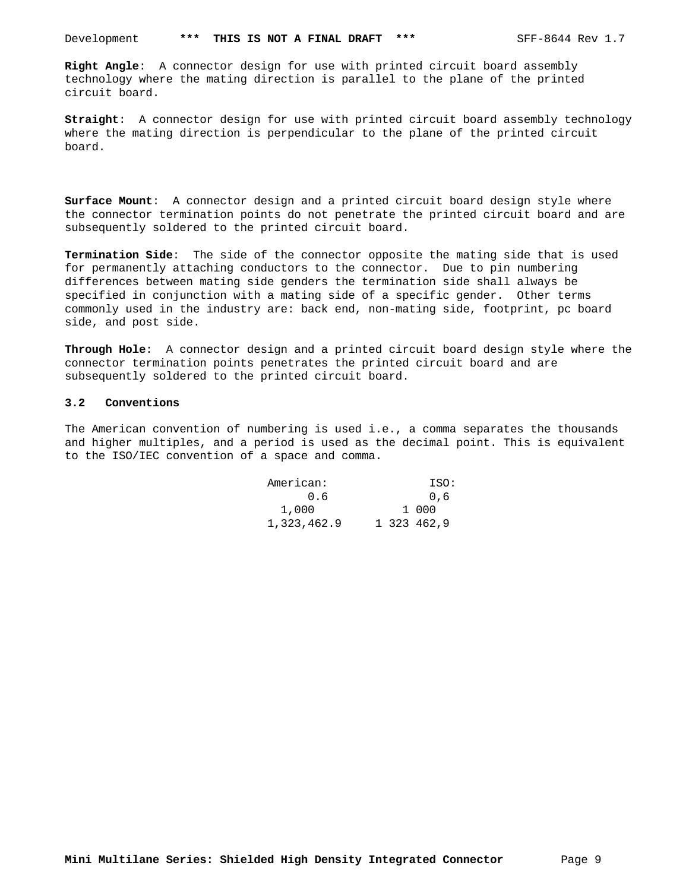**Right Angle**: A connector design for use with printed circuit board assembly technology where the mating direction is parallel to the plane of the printed circuit board.

**Straight**: A connector design for use with printed circuit board assembly technology where the mating direction is perpendicular to the plane of the printed circuit board.

**Surface Mount**: A connector design and a printed circuit board design style where the connector termination points do not penetrate the printed circuit board and are subsequently soldered to the printed circuit board.

**Termination Side**: The side of the connector opposite the mating side that is used for permanently attaching conductors to the connector. Due to pin numbering differences between mating side genders the termination side shall always be specified in conjunction with a mating side of a specific gender. Other terms commonly used in the industry are: back end, non-mating side, footprint, pc board side, and post side.

**Through Hole**: A connector design and a printed circuit board design style where the connector termination points penetrates the printed circuit board and are subsequently soldered to the printed circuit board.

### 3.2 Conventions

The American convention of numbering is used i.e., a comma separates the thousands and higher multiples, and a period is used as the decimal point. This is equivalent to the ISO/IEC convention of a space and comma.

| American: | ISO: |
|---|---|
| 0.6 | 0,6 |
| 1,000 | 1 000 |
| 1,323,462.9 | 1 323 462,9 |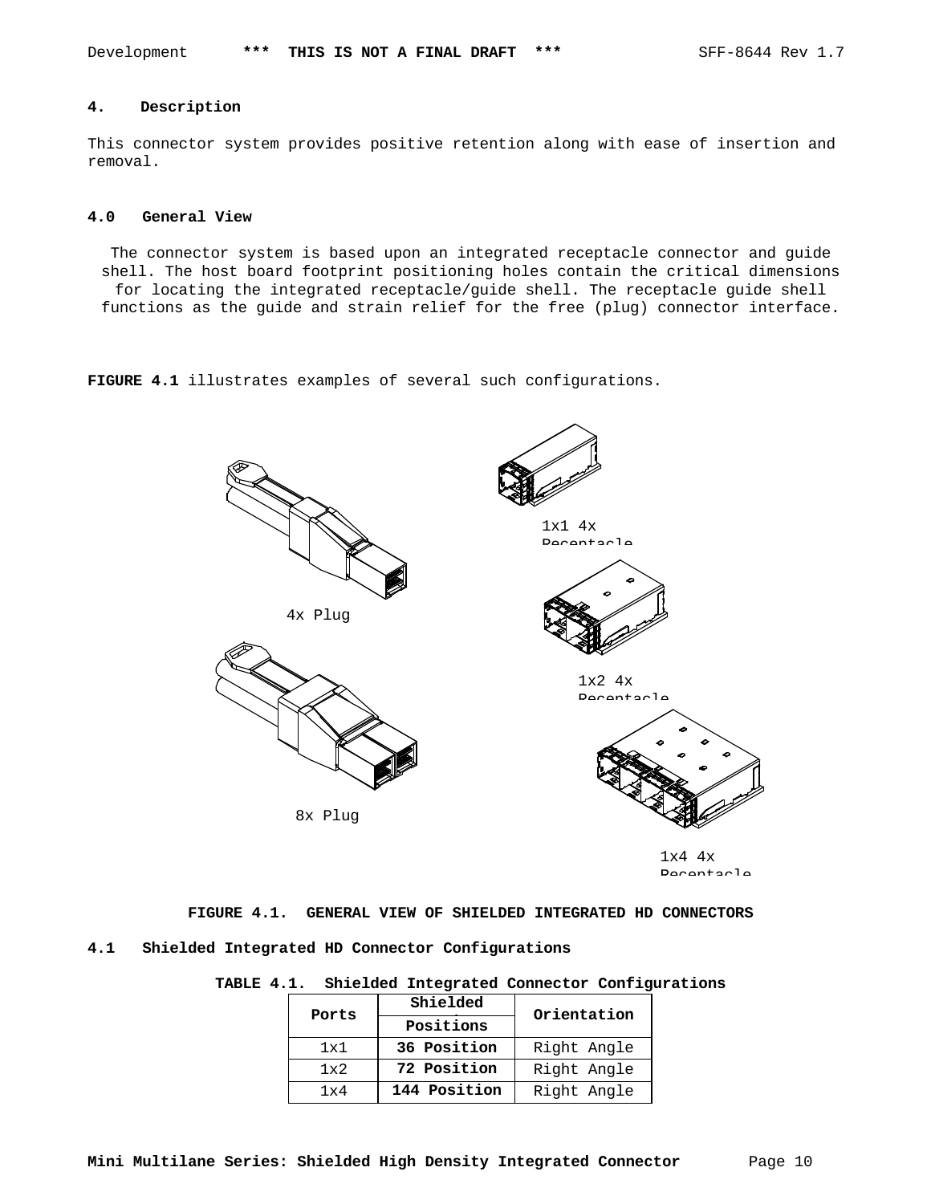## 4. Description

This connector system provides positive retention along with ease of insertion and removal.

### 4.0 General View

The connector system is based upon an integrated receptacle connector and guide shell. The host board footprint positioning holes contain the critical dimensions for locating the integrated receptacle/guide shell. The receptacle guide shell functions as the guide and strain relief for the free (plug) connector interface.

**FIGURE 4.1** illustrates examples of several such configurations.

4x Plug

8x Plug

1x1 4x Receptacle

1x2 4x Receptacle

1x4 4x Receptacle

**FIGURE 4.1. GENERAL VIEW OF SHIELDED INTEGRATED HD CONNECTORS**

### 4.1 Shielded Integrated HD Connector Configurations

**TABLE 4.1. Shielded Integrated Connector Configurations**

| Ports | Shielded Positions | Orientation |
|---|---|---|
| 1x1 | **36 Position** | Right Angle |
| 1x2 | **72 Position** | Right Angle |
| 1x4 | **144 Position** | Right Angle |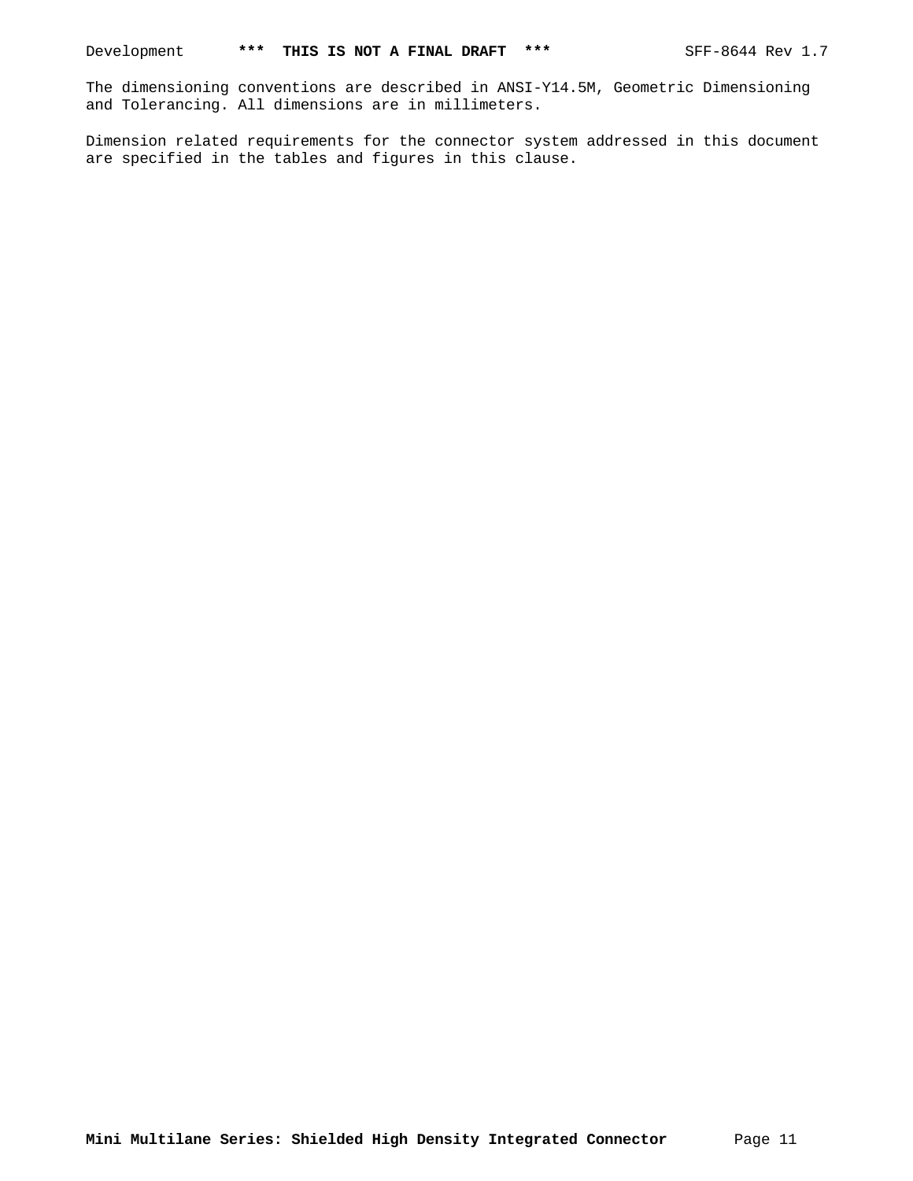The dimensioning conventions are described in ANSI-Y14.5M, Geometric Dimensioning and Tolerancing. All dimensions are in millimeters.

Dimension related requirements for the connector system addressed in this document are specified in the tables and figures in this clause.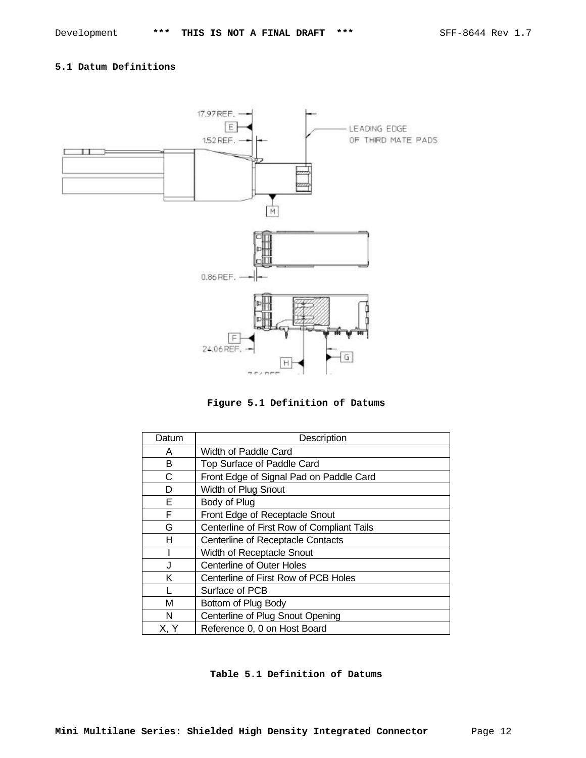## 5.1 Datum Definitions

**Figure 5.1 Definition of Datums**

| Datum | Description |
|---|---|
| A | Width of Paddle Card |
| B | Top Surface of Paddle Card |
| C | Front Edge of Signal Pad on Paddle Card |
| D | Width of Plug Snout |
| E | Body of Plug |
| F | Front Edge of Receptacle Snout |
| G | Centerline of First Row of Compliant Tails |
| H | Centerline of Receptacle Contacts |
| I | Width of Receptacle Snout |
| J | Centerline of Outer Holes |
| K | Centerline of First Row of PCB Holes |
| L | Surface of PCB |
| M | Bottom of Plug Body |
| N | Centerline of Plug Snout Opening |
| X, Y | Reference 0, 0 on Host Board |

**Table 5.1 Definition of Datums**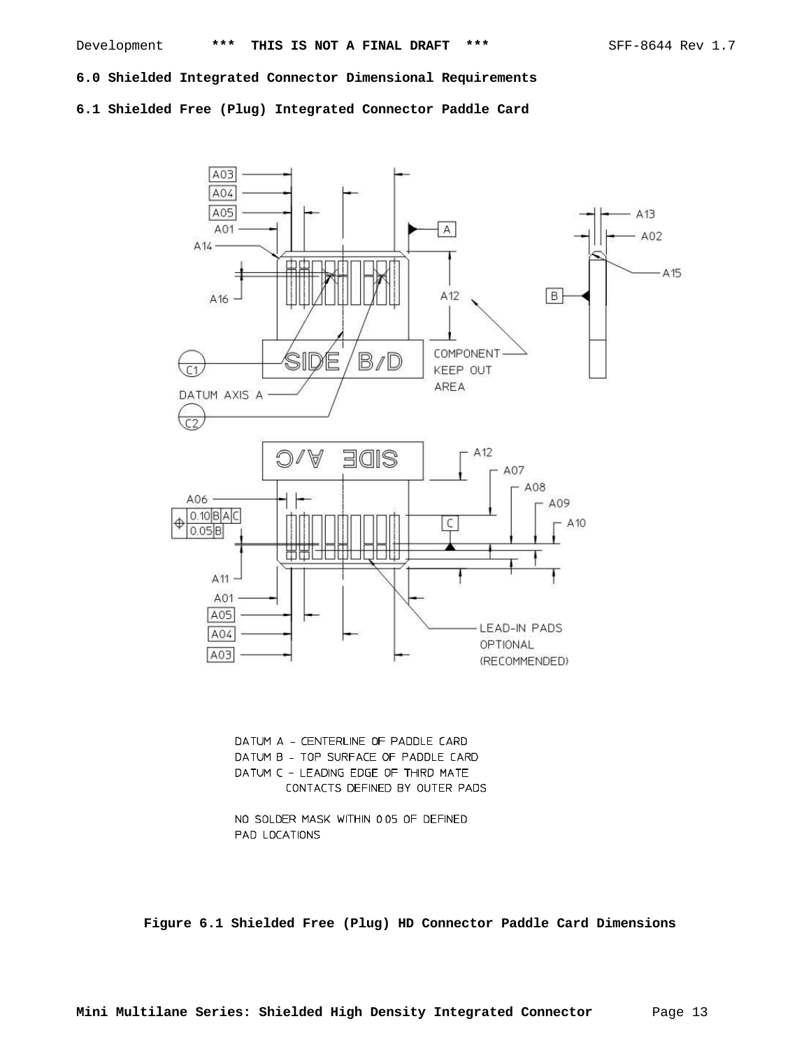## 6.0 Shielded Integrated Connector Dimensional Requirements

### 6.1 Shielded Free (Plug) Integrated Connector Paddle Card

DATUM A - CENTERLINE OF PADDLE CARD
DATUM B - TOP SURFACE OF PADDLE CARD
DATUM C - LEADING EDGE OF THIRD MATE CONTACTS DEFINED BY OUTER PADS

NO SOLDER MASK WITHIN 0.05 OF DEFINED PAD LOCATIONS

**Figure 6.1 Shielded Free (Plug) HD Connector Paddle Card Dimensions**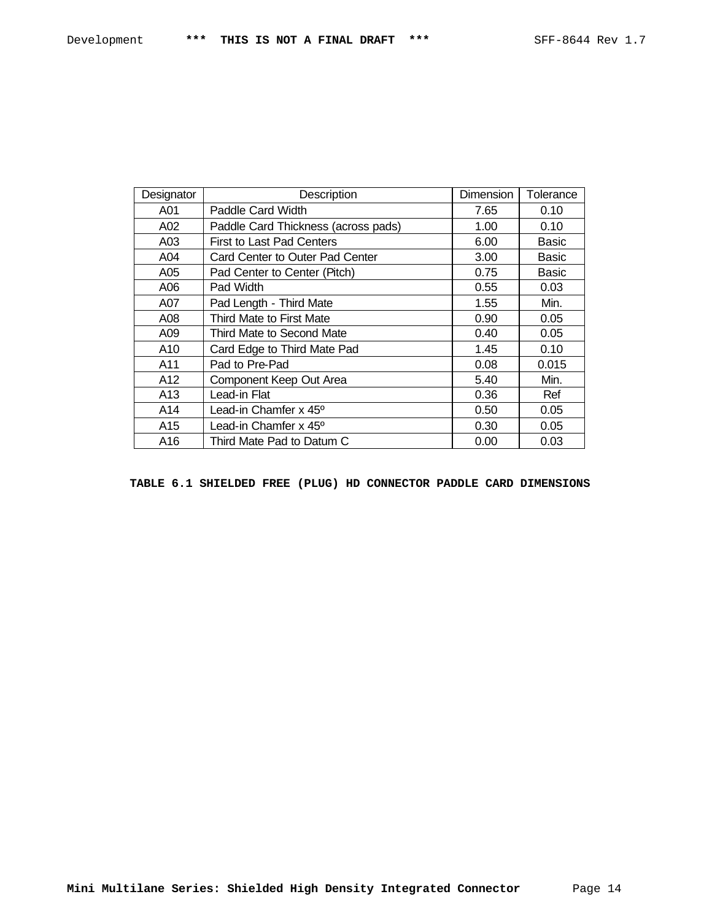| Designator | Description | Dimension | Tolerance |
| --- | --- | --- | --- |
| A01 | Paddle Card Width | 7.65 | 0.10 |
| A02 | Paddle Card Thickness (across pads) | 1.00 | 0.10 |
| A03 | First to Last Pad Centers | 6.00 | Basic |
| A04 | Card Center to Outer Pad Center | 3.00 | Basic |
| A05 | Pad Center to Center (Pitch) | 0.75 | Basic |
| A06 | Pad Width | 0.55 | 0.03 |
| A07 | Pad Length - Third Mate | 1.55 | Min. |
| A08 | Third Mate to First Mate | 0.90 | 0.05 |
| A09 | Third Mate to Second Mate | 0.40 | 0.05 |
| A10 | Card Edge to Third Mate Pad | 1.45 | 0.10 |
| A11 | Pad to Pre-Pad | 0.08 | 0.015 |
| A12 | Component Keep Out Area | 5.40 | Min. |
| A13 | Lead-in Flat | 0.36 | Ref |
| A14 | Lead-in Chamfer x 45º | 0.50 | 0.05 |
| A15 | Lead-in Chamfer x 45º | 0.30 | 0.05 |
| A16 | Third Mate Pad to Datum C | 0.00 | 0.03 |

**TABLE 6.1 SHIELDED FREE (PLUG) HD CONNECTOR PADDLE CARD DIMENSIONS**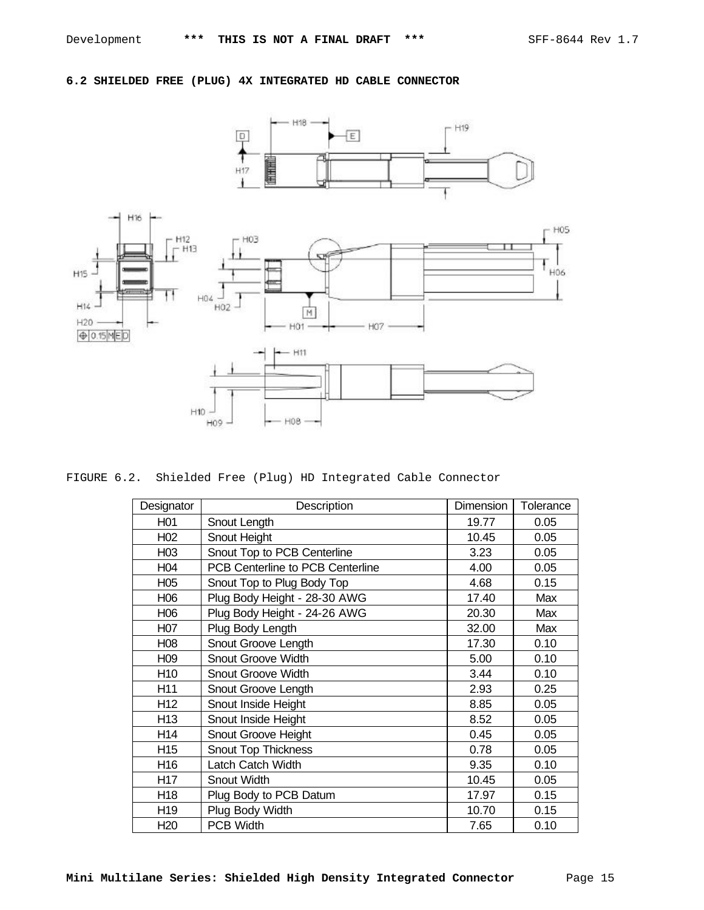## 6.2 SHIELDED FREE (PLUG) 4X INTEGRATED HD CABLE CONNECTOR

FIGURE 6.2. Shielded Free (Plug) HD Integrated Cable Connector

| Designator | Description | Dimension | Tolerance |
|---|---|---|---|
| H01 | Snout Length | 19.77 | 0.05 |
| H02 | Snout Height | 10.45 | 0.05 |
| H03 | Snout Top to PCB Centerline | 3.23 | 0.05 |
| H04 | PCB Centerline to PCB Centerline | 4.00 | 0.05 |
| H05 | Snout Top to Plug Body Top | 4.68 | 0.15 |
| H06 | Plug Body Height - 28-30 AWG | 17.40 | Max |
| H06 | Plug Body Height - 24-26 AWG | 20.30 | Max |
| H07 | Plug Body Length | 32.00 | Max |
| H08 | Snout Groove Length | 17.30 | 0.10 |
| H09 | Snout Groove Width | 5.00 | 0.10 |
| H10 | Snout Groove Width | 3.44 | 0.10 |
| H11 | Snout Groove Length | 2.93 | 0.25 |
| H12 | Snout Inside Height | 8.85 | 0.05 |
| H13 | Snout Inside Height | 8.52 | 0.05 |
| H14 | Snout Groove Height | 0.45 | 0.05 |
| H15 | Snout Top Thickness | 0.78 | 0.05 |
| H16 | Latch Catch Width | 9.35 | 0.10 |
| H17 | Snout Width | 10.45 | 0.05 |
| H18 | Plug Body to PCB Datum | 17.97 | 0.15 |
| H19 | Plug Body Width | 10.70 | 0.15 |
| H20 | PCB Width | 7.65 | 0.10 |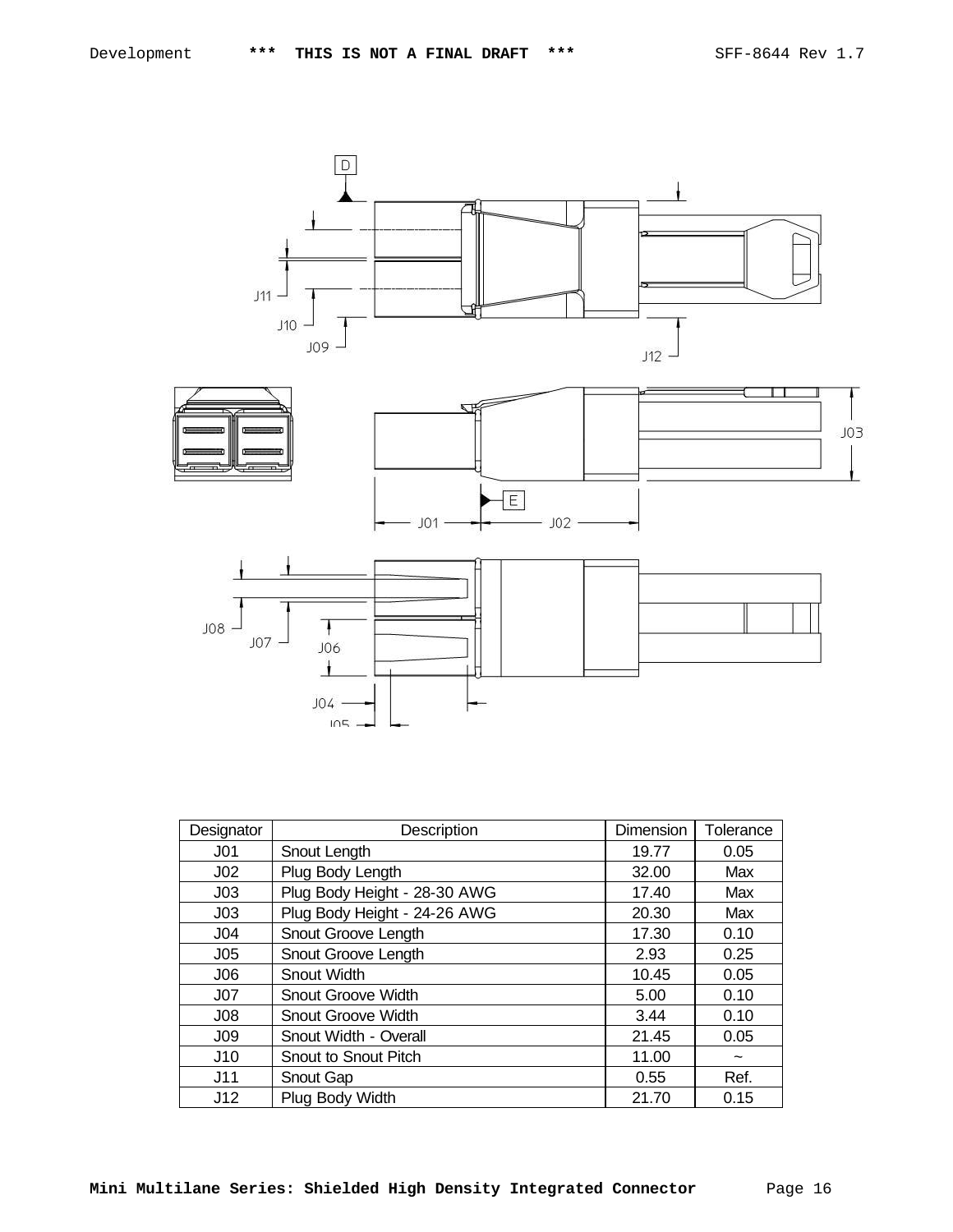| Designator | Description | Dimension | Tolerance |
|---|---|---|---|
| J01 | Snout Length | 19.77 | 0.05 |
| J02 | Plug Body Length | 32.00 | Max |
| J03 | Plug Body Height - 28-30 AWG | 17.40 | Max |
| J03 | Plug Body Height - 24-26 AWG | 20.30 | Max |
| J04 | Snout Groove Length | 17.30 | 0.10 |
| J05 | Snout Groove Length | 2.93 | 0.25 |
| J06 | Snout Width | 10.45 | 0.05 |
| J07 | Snout Groove Width | 5.00 | 0.10 |
| J08 | Snout Groove Width | 3.44 | 0.10 |
| J09 | Snout Width - Overall | 21.45 | 0.05 |
| J10 | Snout to Snout Pitch | 11.00 | ~ |
| J11 | Snout Gap | 0.55 | Ref. |
| J12 | Plug Body Width | 21.70 | 0.15 |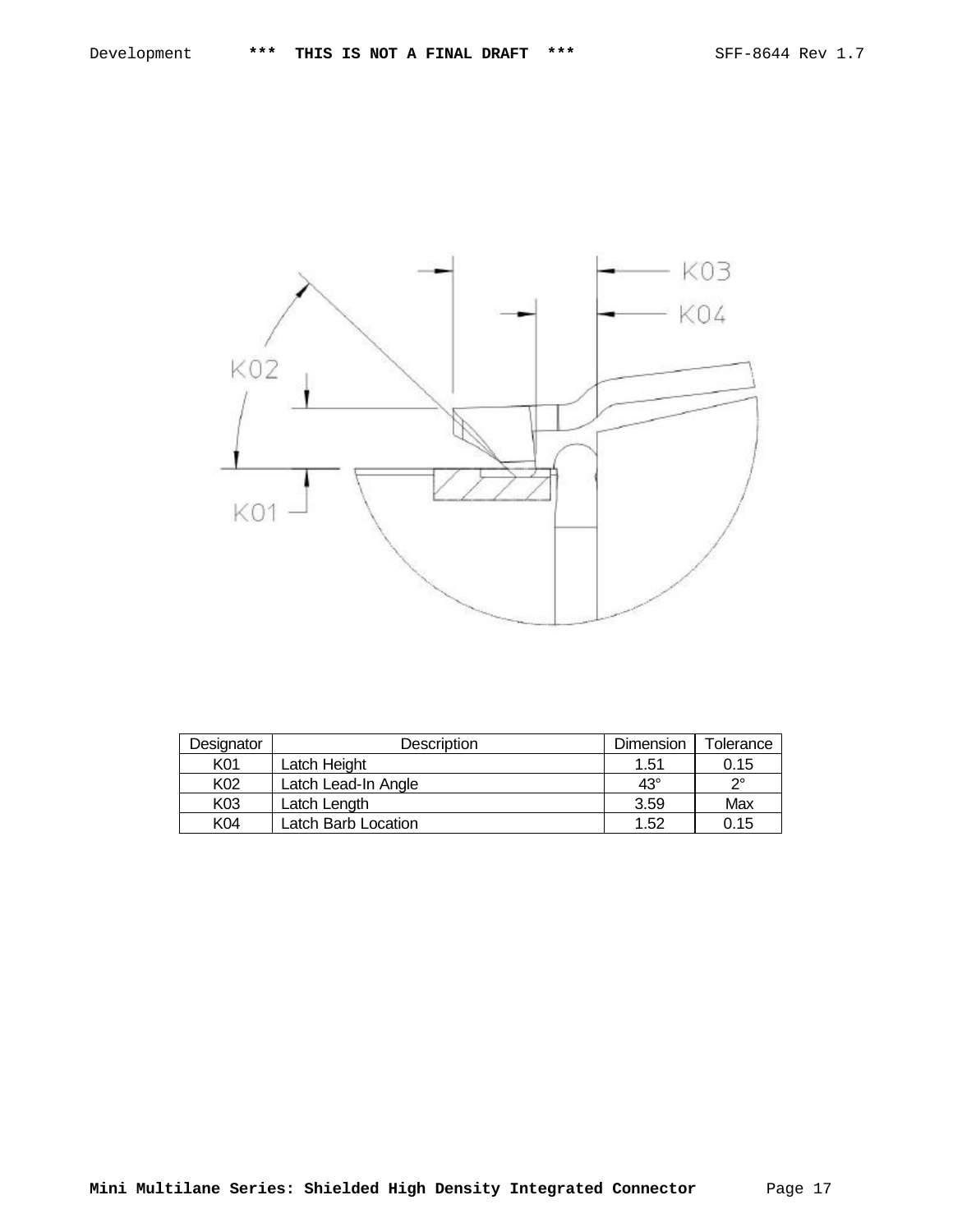| Designator | Description | Dimension | Tolerance |
|---|---|---|---|
| K01 | Latch Height | 1.51 | 0.15 |
| K02 | Latch Lead-In Angle | 43° | 2° |
| K03 | Latch Length | 3.59 | Max |
| K04 | Latch Barb Location | 1.52 | 0.15 |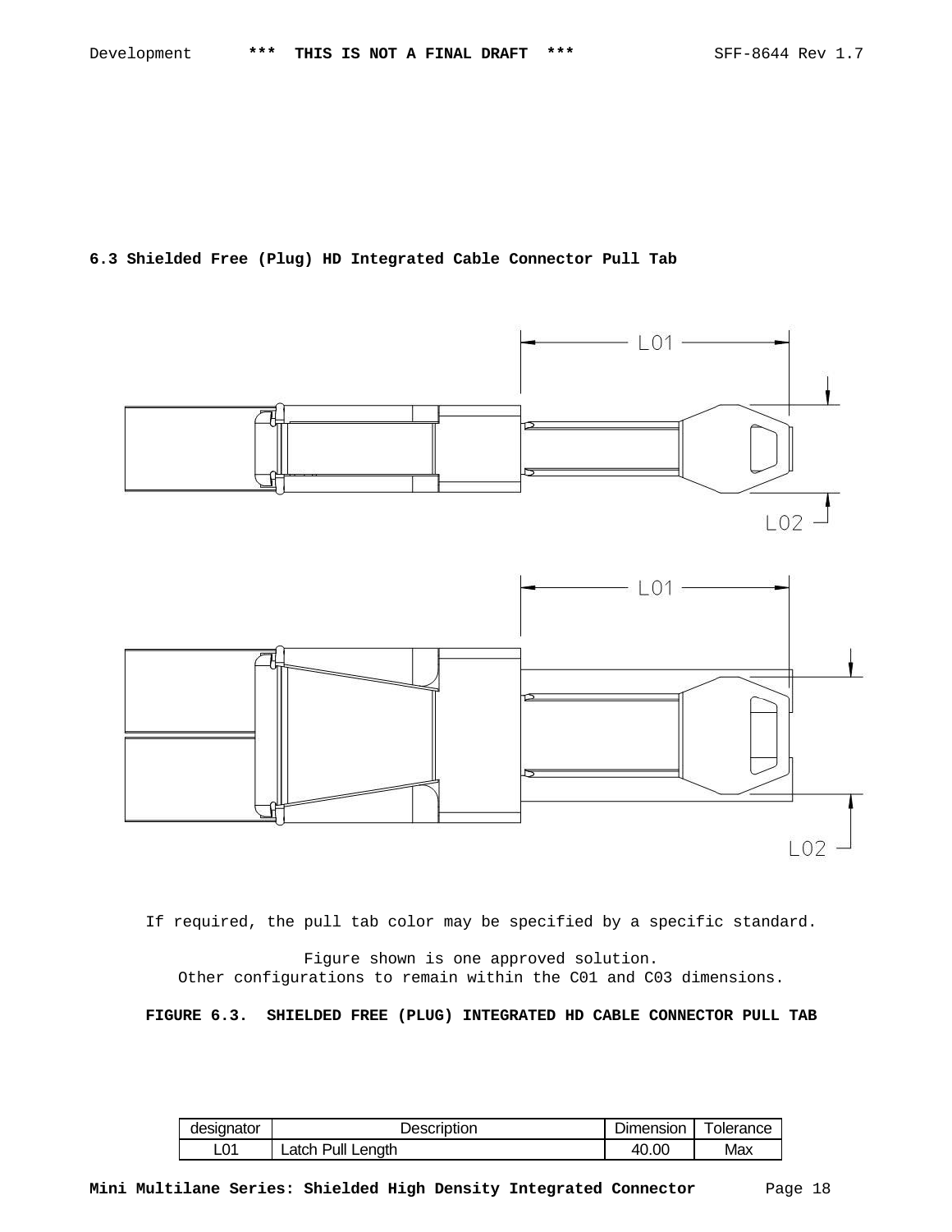### 6.3 Shielded Free (Plug) HD Integrated Cable Connector Pull Tab

L01

L02

L01

L02

If required, the pull tab color may be specified by a specific standard.

Figure shown is one approved solution.
Other configurations to remain within the C01 and C03 dimensions.

**FIGURE 6.3. SHIELDED FREE (PLUG) INTEGRATED HD CABLE CONNECTOR PULL TAB**

| designator | Description | Dimension | Tolerance |
|---|---|---|---|
| L01 | Latch Pull Length | 40.00 | Max |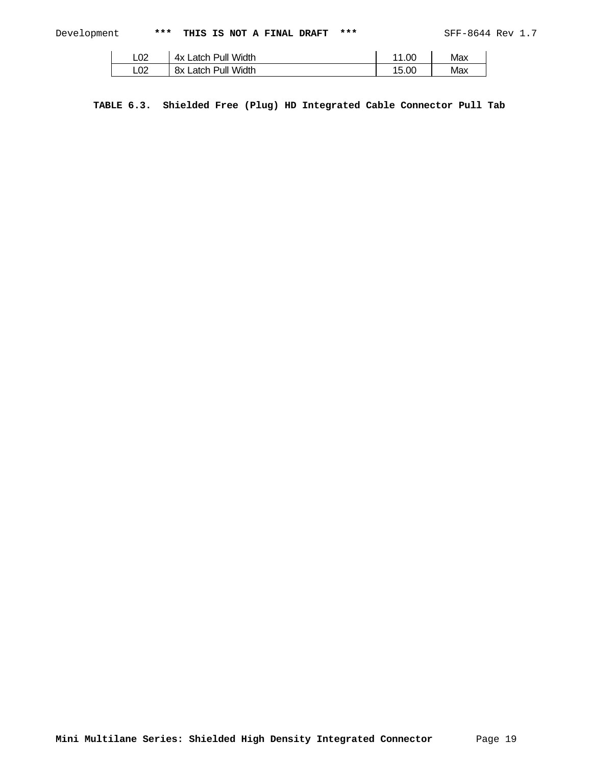| | | | |
|---|---|---|---|
| L02 | 4x Latch Pull Width | 11.00 | Max |
| L02 | 8x Latch Pull Width | 15.00 | Max |

**TABLE 6.3. Shielded Free (Plug) HD Integrated Cable Connector Pull Tab**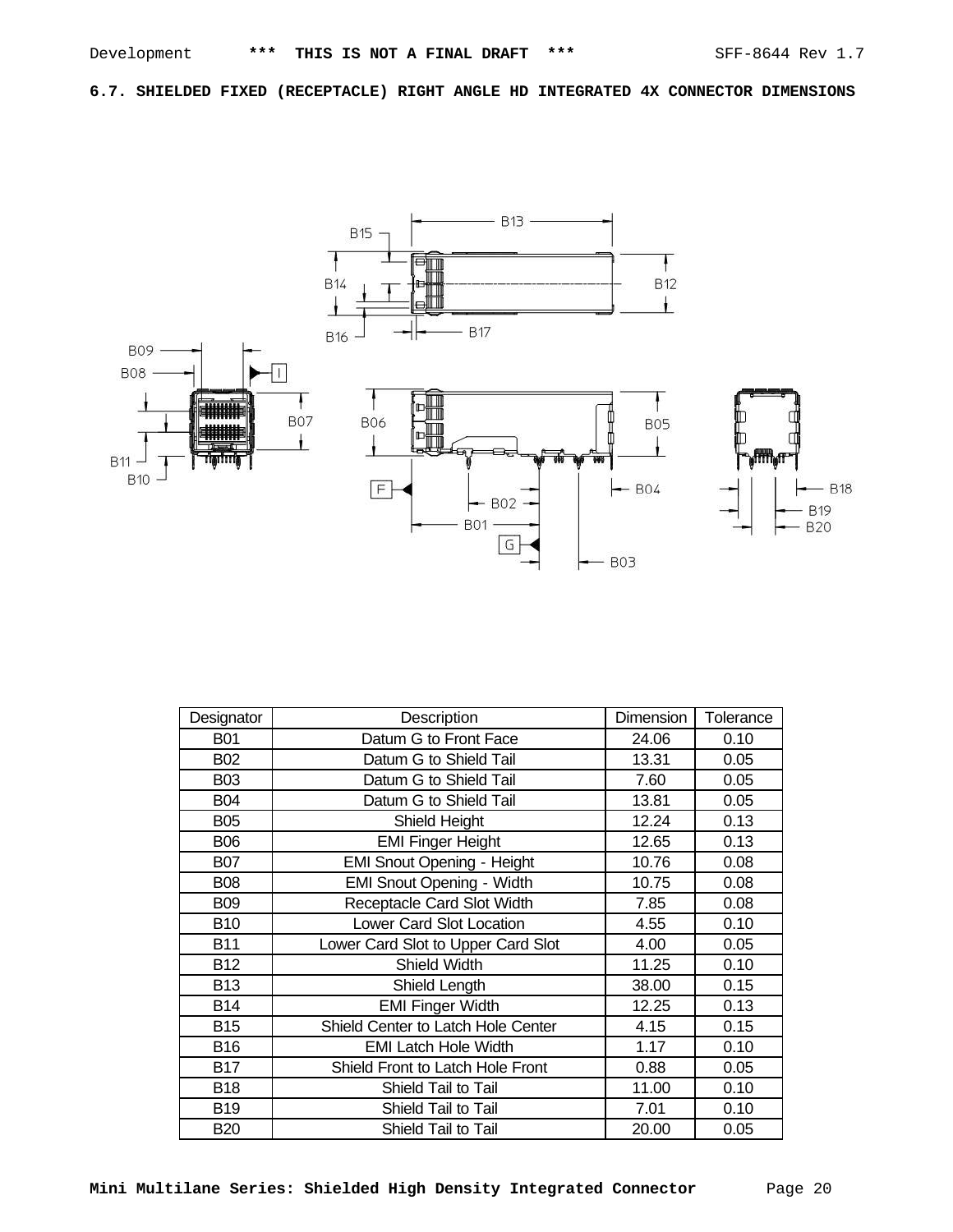## 6.7. SHIELDED FIXED (RECEPTACLE) RIGHT ANGLE HD INTEGRATED 4X CONNECTOR DIMENSIONS

| Designator | Description | Dimension | Tolerance |
|---|---|---|---|
| B01 | Datum G to Front Face | 24.06 | 0.10 |
| B02 | Datum G to Shield Tail | 13.31 | 0.05 |
| B03 | Datum G to Shield Tail | 7.60 | 0.05 |
| B04 | Datum G to Shield Tail | 13.81 | 0.05 |
| B05 | Shield Height | 12.24 | 0.13 |
| B06 | EMI Finger Height | 12.65 | 0.13 |
| B07 | EMI Snout Opening - Height | 10.76 | 0.08 |
| B08 | EMI Snout Opening - Width | 10.75 | 0.08 |
| B09 | Receptacle Card Slot Width | 7.85 | 0.08 |
| B10 | Lower Card Slot Location | 4.55 | 0.10 |
| B11 | Lower Card Slot to Upper Card Slot | 4.00 | 0.05 |
| B12 | Shield Width | 11.25 | 0.10 |
| B13 | Shield Length | 38.00 | 0.15 |
| B14 | EMI Finger Width | 12.25 | 0.13 |
| B15 | Shield Center to Latch Hole Center | 4.15 | 0.15 |
| B16 | EMI Latch Hole Width | 1.17 | 0.10 |
| B17 | Shield Front to Latch Hole Front | 0.88 | 0.05 |
| B18 | Shield Tail to Tail | 11.00 | 0.10 |
| B19 | Shield Tail to Tail | 7.01 | 0.10 |
| B20 | Shield Tail to Tail | 20.00 | 0.05 |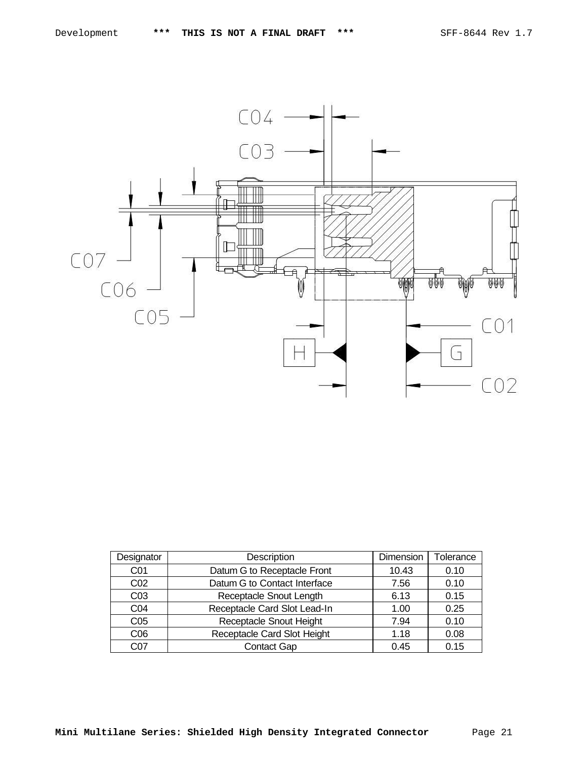| Designator | Description | Dimension | Tolerance |
|---|---|---|---|
| C01 | Datum G to Receptacle Front | 10.43 | 0.10 |
| C02 | Datum G to Contact Interface | 7.56 | 0.10 |
| C03 | Receptacle Snout Length | 6.13 | 0.15 |
| C04 | Receptacle Card Slot Lead-In | 1.00 | 0.25 |
| C05 | Receptacle Snout Height | 7.94 | 0.10 |
| C06 | Receptacle Card Slot Height | 1.18 | 0.08 |
| C07 | Contact Gap | 0.45 | 0.15 |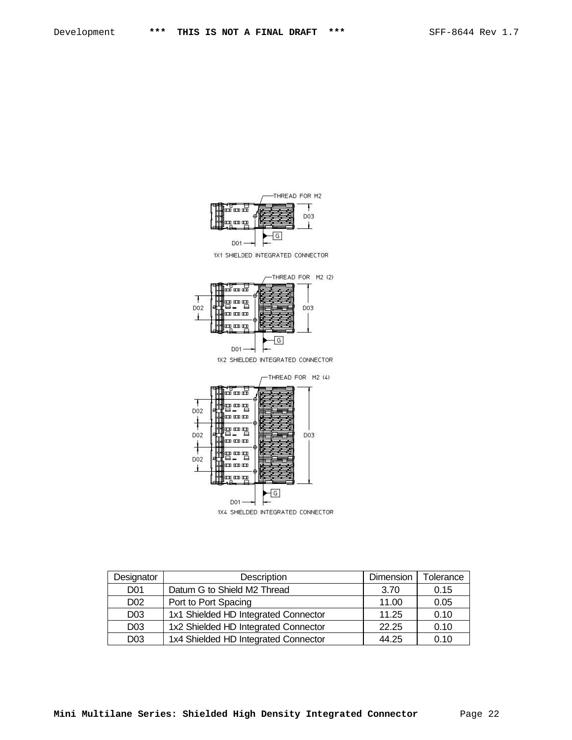THREAD FOR M2

D03

G

D01

1X1 SHIELDED INTEGRATED CONNECTOR

THREAD FOR M2 (2)

D02

D03

G

D01

1X2 SHIELDED INTEGRATED CONNECTOR

THREAD FOR M2 (4)

D02

D02

D02

D03

G

D01

1X4 SHIELDED INTEGRATED CONNECTOR

| Designator | Description | Dimension | Tolerance |
|---|---|---|---|
| D01 | Datum G to Shield M2 Thread | 3.70 | 0.15 |
| D02 | Port to Port Spacing | 11.00 | 0.05 |
| D03 | 1x1 Shielded HD Integrated Connector | 11.25 | 0.10 |
| D03 | 1x2 Shielded HD Integrated Connector | 22.25 | 0.10 |
| D03 | 1x4 Shielded HD Integrated Connector | 44.25 | 0.10 |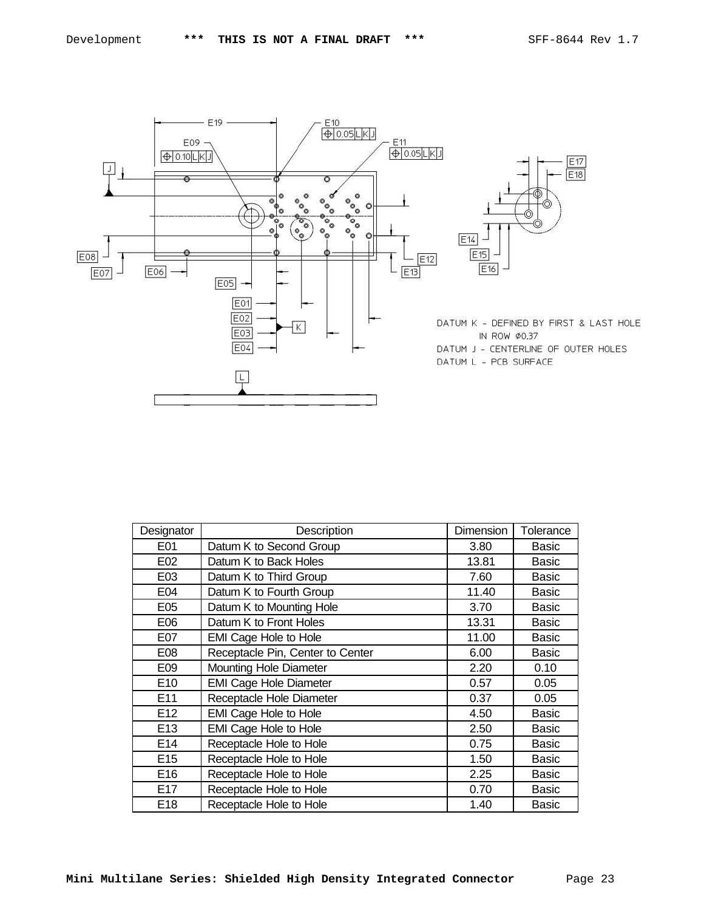DATUM K - DEFINED BY FIRST & LAST HOLE IN ROW Ø0.37

DATUM J - CENTERLINE OF OUTER HOLES

DATUM L - PCB SURFACE

| Designator | Description | Dimension | Tolerance |
|---|---|---|---|
| E01 | Datum K to Second Group | 3.80 | Basic |
| E02 | Datum K to Back Holes | 13.81 | Basic |
| E03 | Datum K to Third Group | 7.60 | Basic |
| E04 | Datum K to Fourth Group | 11.40 | Basic |
| E05 | Datum K to Mounting Hole | 3.70 | Basic |
| E06 | Datum K to Front Holes | 13.31 | Basic |
| E07 | EMI Cage Hole to Hole | 11.00 | Basic |
| E08 | Receptacle Pin, Center to Center | 6.00 | Basic |
| E09 | Mounting Hole Diameter | 2.20 | 0.10 |
| E10 | EMI Cage Hole Diameter | 0.57 | 0.05 |
| E11 | Receptacle Hole Diameter | 0.37 | 0.05 |
| E12 | EMI Cage Hole to Hole | 4.50 | Basic |
| E13 | EMI Cage Hole to Hole | 2.50 | Basic |
| E14 | Receptacle Hole to Hole | 0.75 | Basic |
| E15 | Receptacle Hole to Hole | 1.50 | Basic |
| E16 | Receptacle Hole to Hole | 2.25 | Basic |
| E17 | Receptacle Hole to Hole | 0.70 | Basic |
| E18 | Receptacle Hole to Hole | 1.40 | Basic |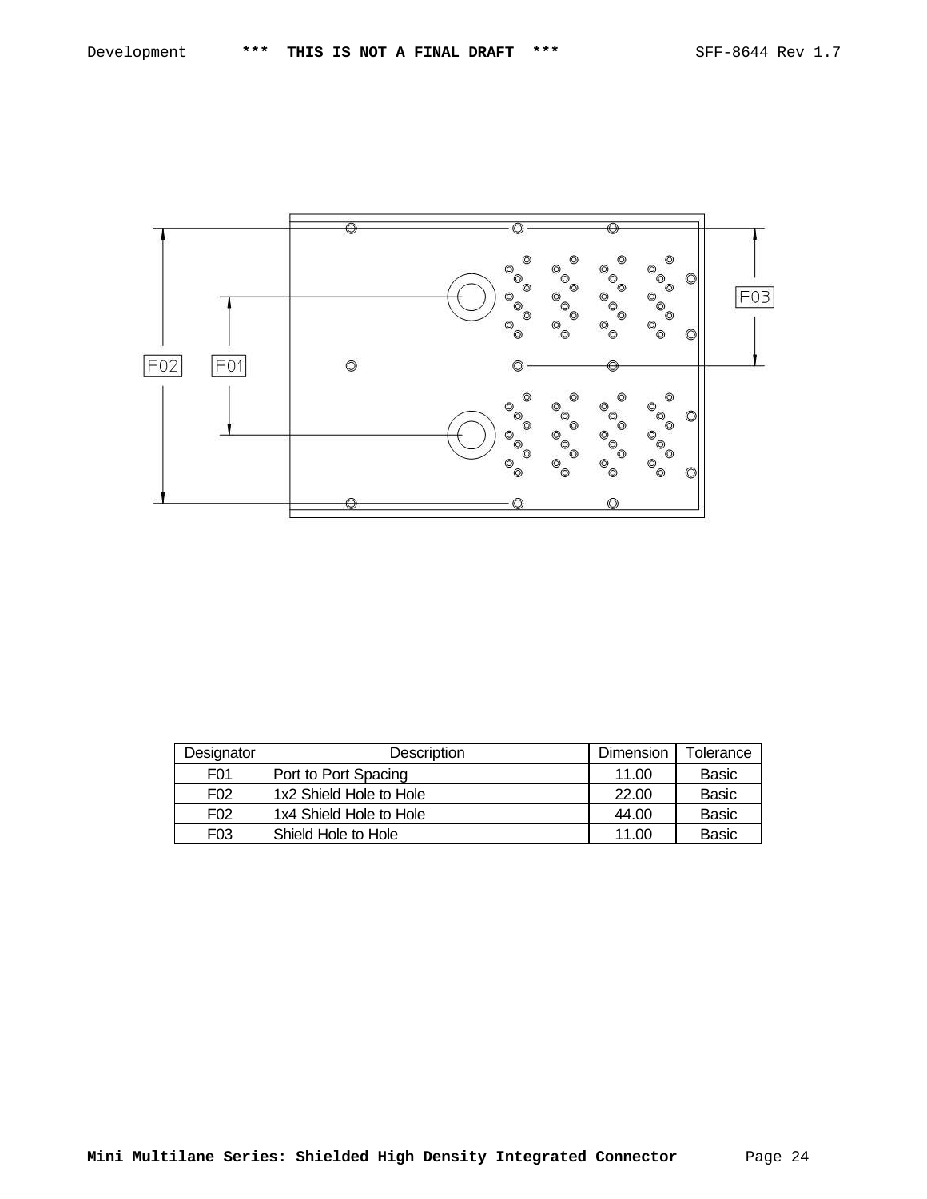| Designator | Description | Dimension | Tolerance |
|---|---|---|---|
| F01 | Port to Port Spacing | 11.00 | Basic |
| F02 | 1x2 Shield Hole to Hole | 22.00 | Basic |
| F02 | 1x4 Shield Hole to Hole | 44.00 | Basic |
| F03 | Shield Hole to Hole | 11.00 | Basic |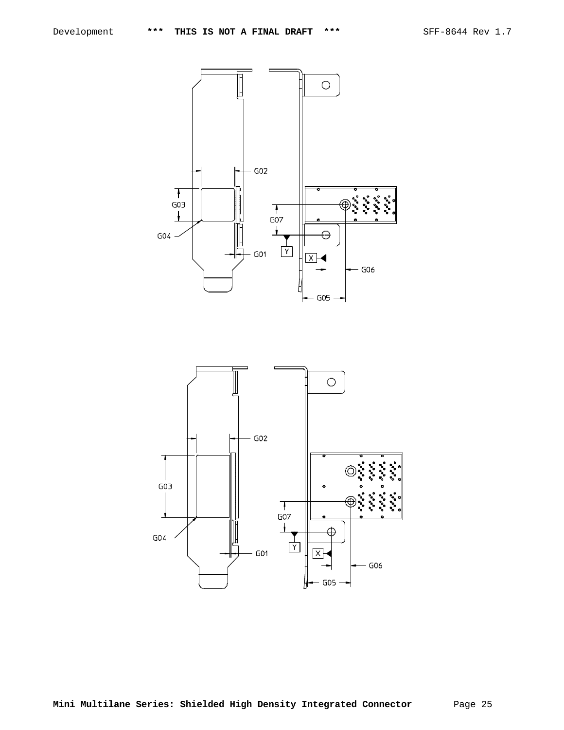G02

G03

G07

G04

G01

Y

X

G06

G05

G02

G03

G07

G04

Y

G01

X

G06

G05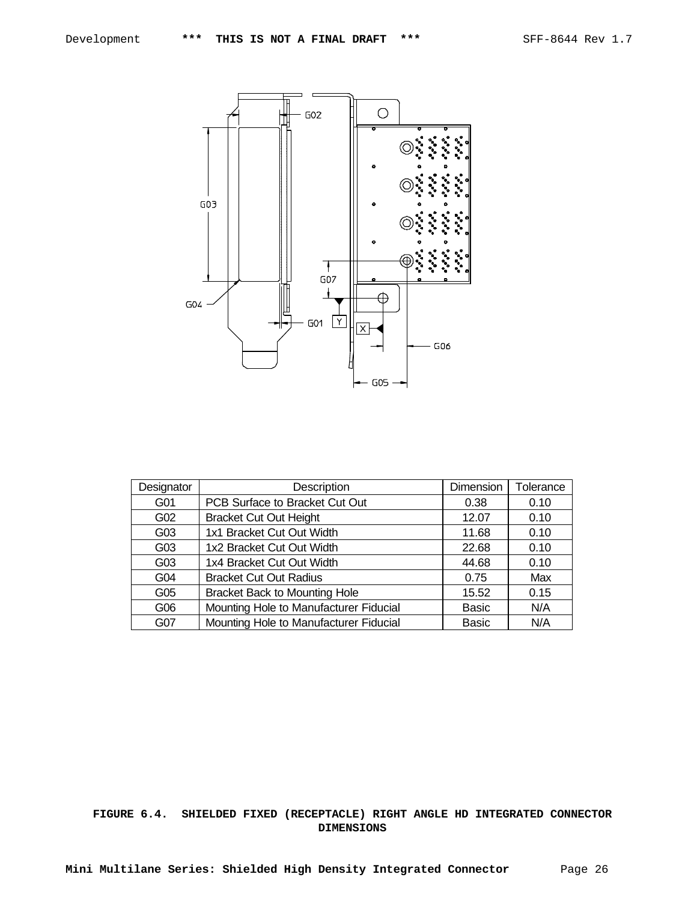| Designator | Description | Dimension | Tolerance |
| --- | --- | --- | --- |
| G01 | PCB Surface to Bracket Cut Out | 0.38 | 0.10 |
| G02 | Bracket Cut Out Height | 12.07 | 0.10 |
| G03 | 1x1 Bracket Cut Out Width | 11.68 | 0.10 |
| G03 | 1x2 Bracket Cut Out Width | 22.68 | 0.10 |
| G03 | 1x4 Bracket Cut Out Width | 44.68 | 0.10 |
| G04 | Bracket Cut Out Radius | 0.75 | Max |
| G05 | Bracket Back to Mounting Hole | 15.52 | 0.15 |
| G06 | Mounting Hole to Manufacturer Fiducial | Basic | N/A |
| G07 | Mounting Hole to Manufacturer Fiducial | Basic | N/A |

**FIGURE 6.4. SHIELDED FIXED (RECEPTACLE) RIGHT ANGLE HD INTEGRATED CONNECTOR DIMENSIONS**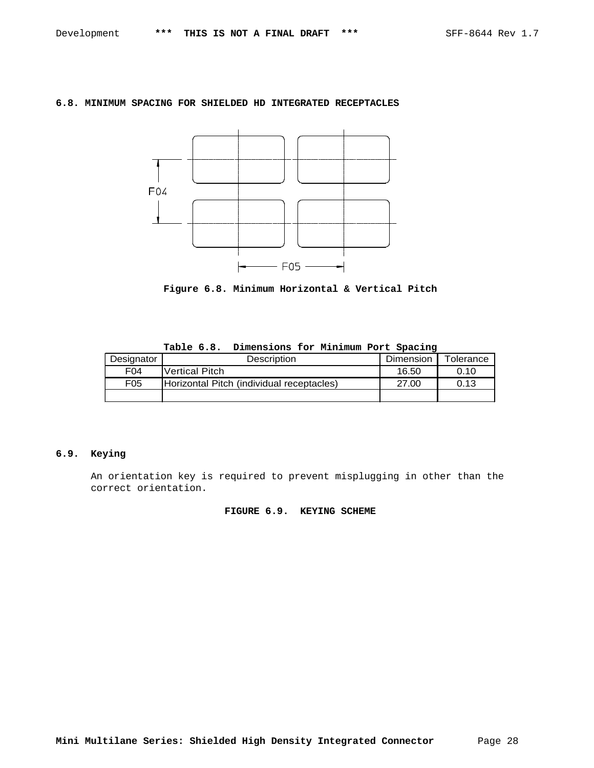## 6.8. MINIMUM SPACING FOR SHIELDED HD INTEGRATED RECEPTACLES

Figure 6.8. Minimum Horizontal & Vertical Pitch

**Table 6.8. Dimensions for Minimum Port Spacing**

| Designator | Description | Dimension | Tolerance |
|---|---|---|---|
| F04 | Vertical Pitch | 16.50 | 0.10 |
| F05 | Horizontal Pitch (individual receptacles) | 27.00 | 0.13 |
| | | | |

## 6.9. Keying

An orientation key is required to prevent misplugging in other than the correct orientation.

**FIGURE 6.9. KEYING SCHEME**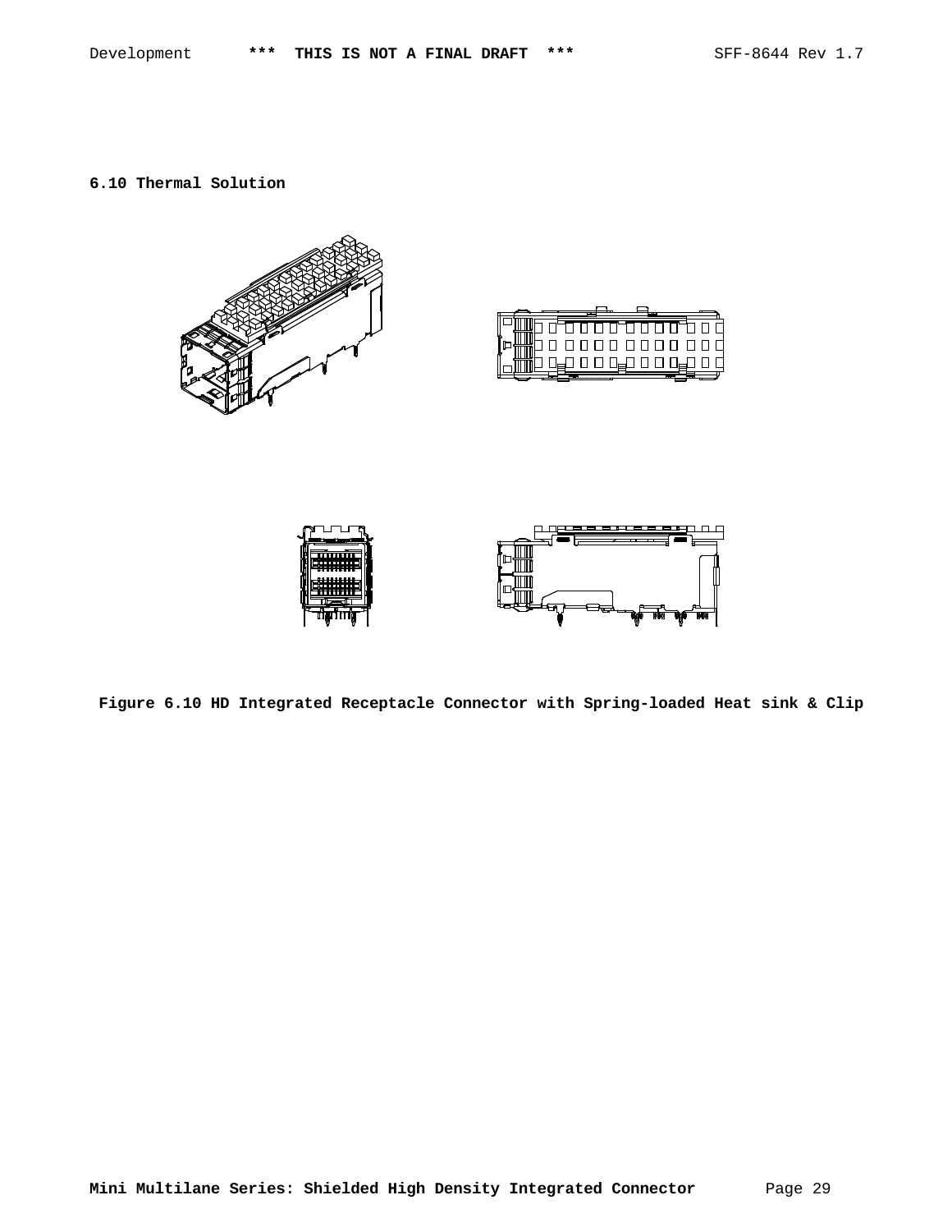## 6.10 Thermal Solution

**Figure 6.10 HD Integrated Receptacle Connector with Spring-loaded Heat sink & Clip**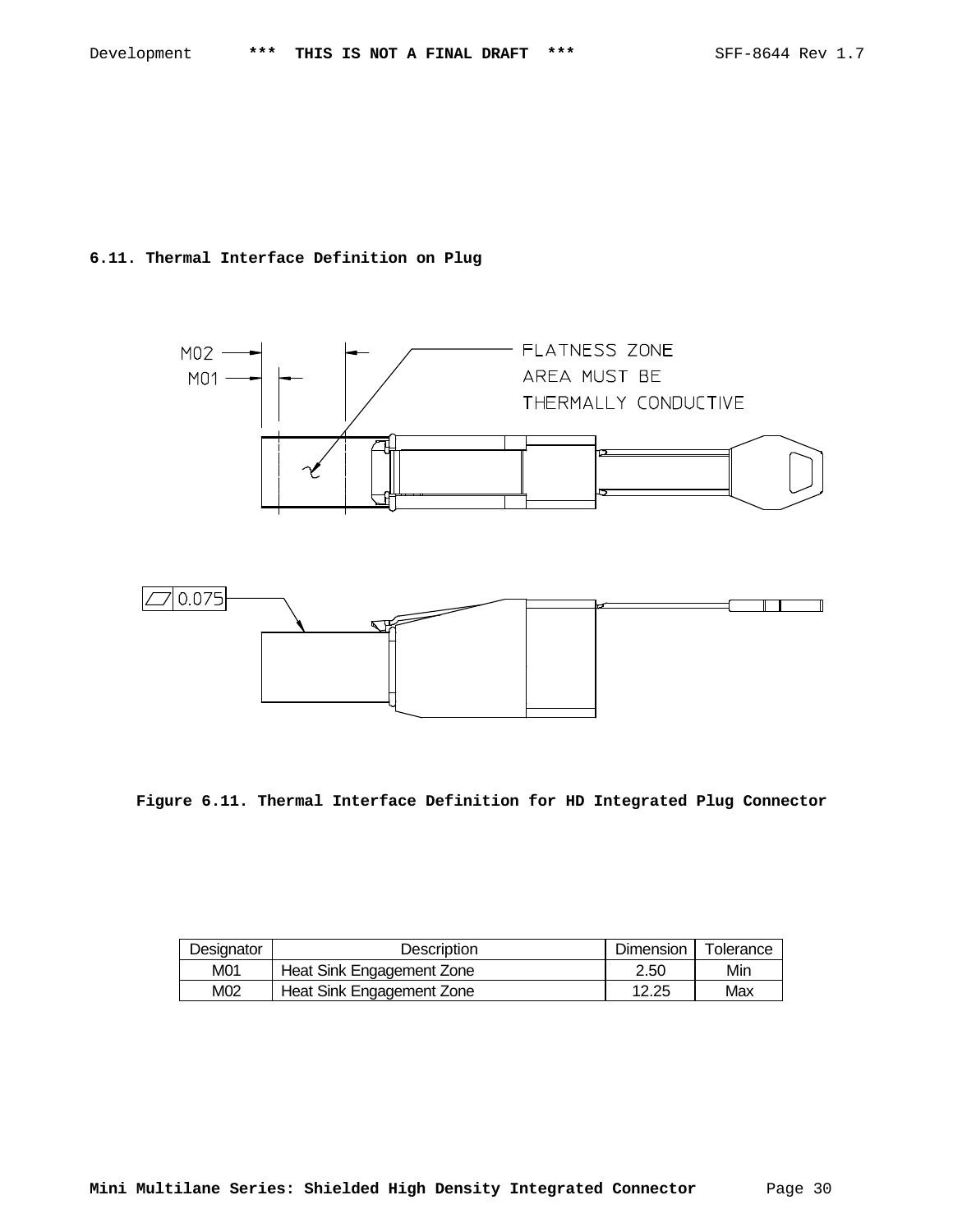## 6.11. Thermal Interface Definition on Plug

M02

M01

FLATNESS ZONE AREA MUST BE THERMALLY CONDUCTIVE

0.075

**Figure 6.11. Thermal Interface Definition for HD Integrated Plug Connector**

| Designator | Description | Dimension | Tolerance |
|---|---|---|---|
| M01 | Heat Sink Engagement Zone | 2.50 | Min |
| M02 | Heat Sink Engagement Zone | 12.25 | Max |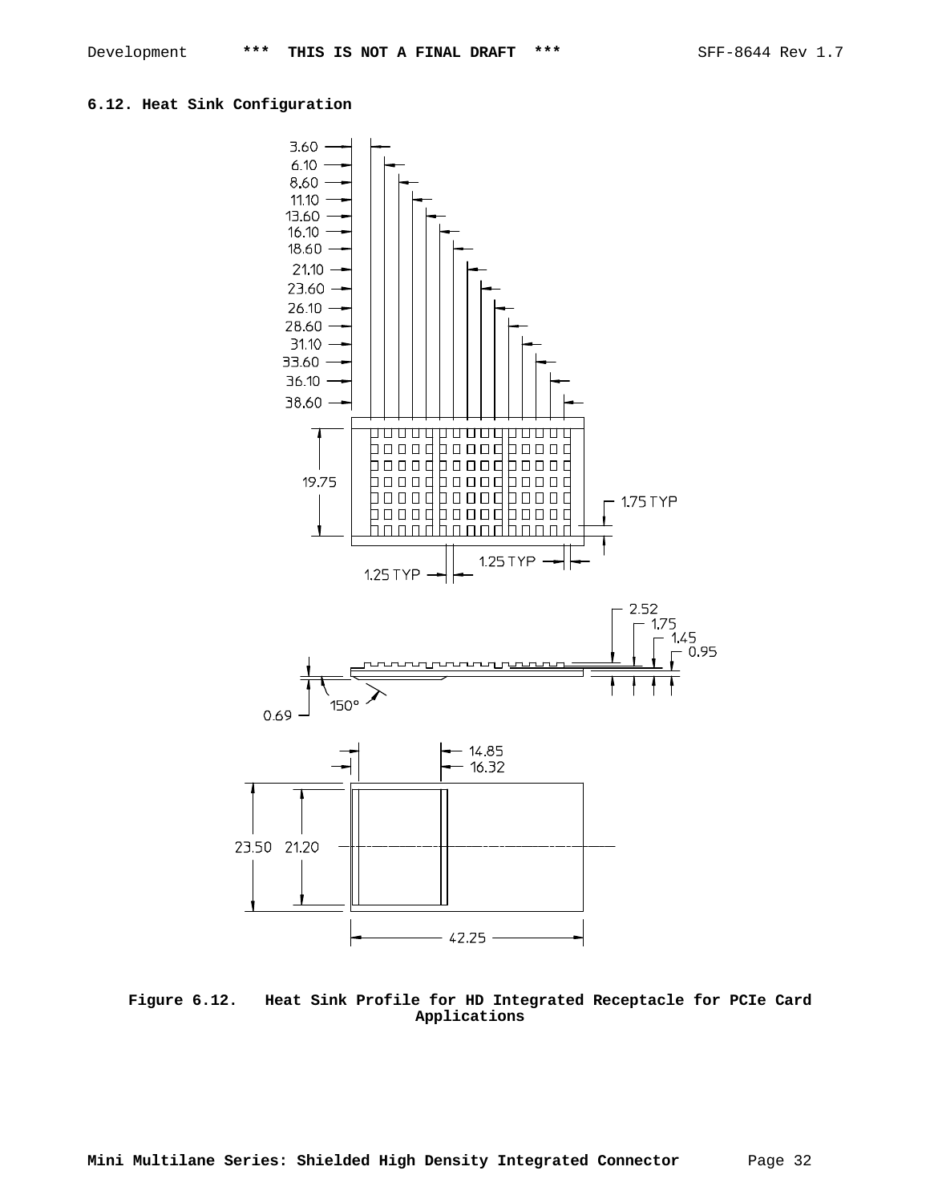### 6.12. Heat Sink Configuration

**Figure 6.12. Heat Sink Profile for HD Integrated Receptacle for PCIe Card Applications**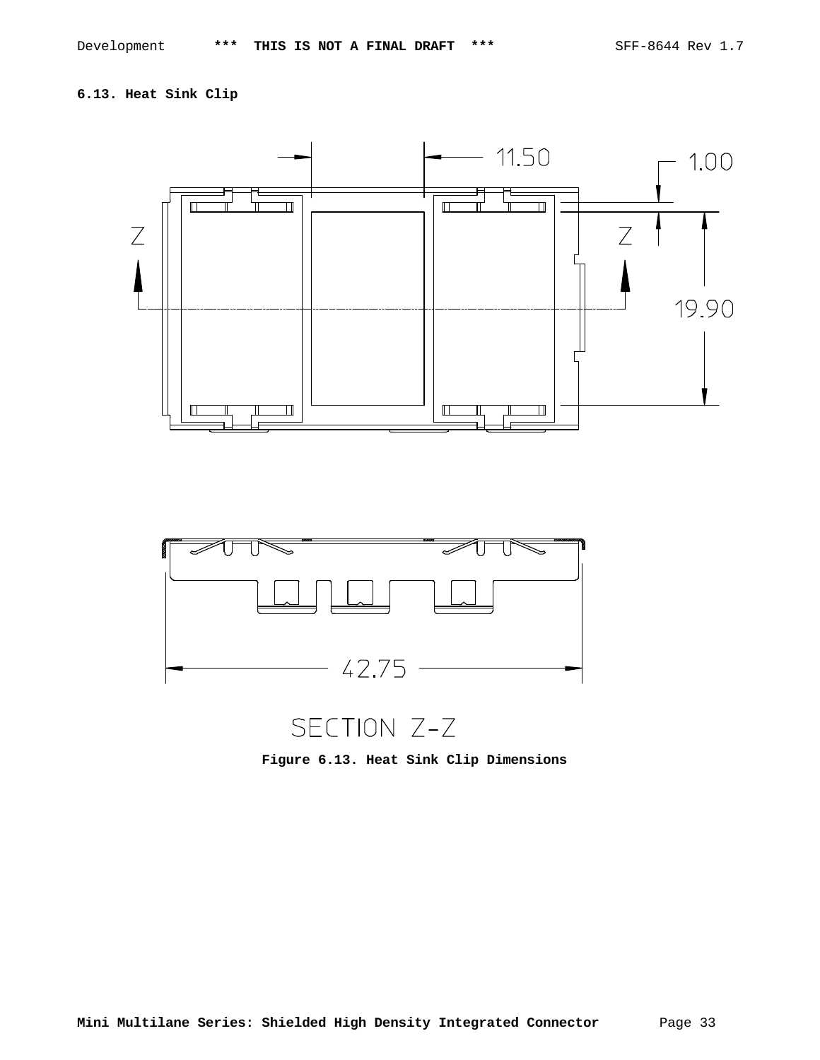### 6.13. Heat Sink Clip

11.50

1.00

19.90

Z Z

42.75

SECTION Z-Z

**Figure 6.13. Heat Sink Clip Dimensions**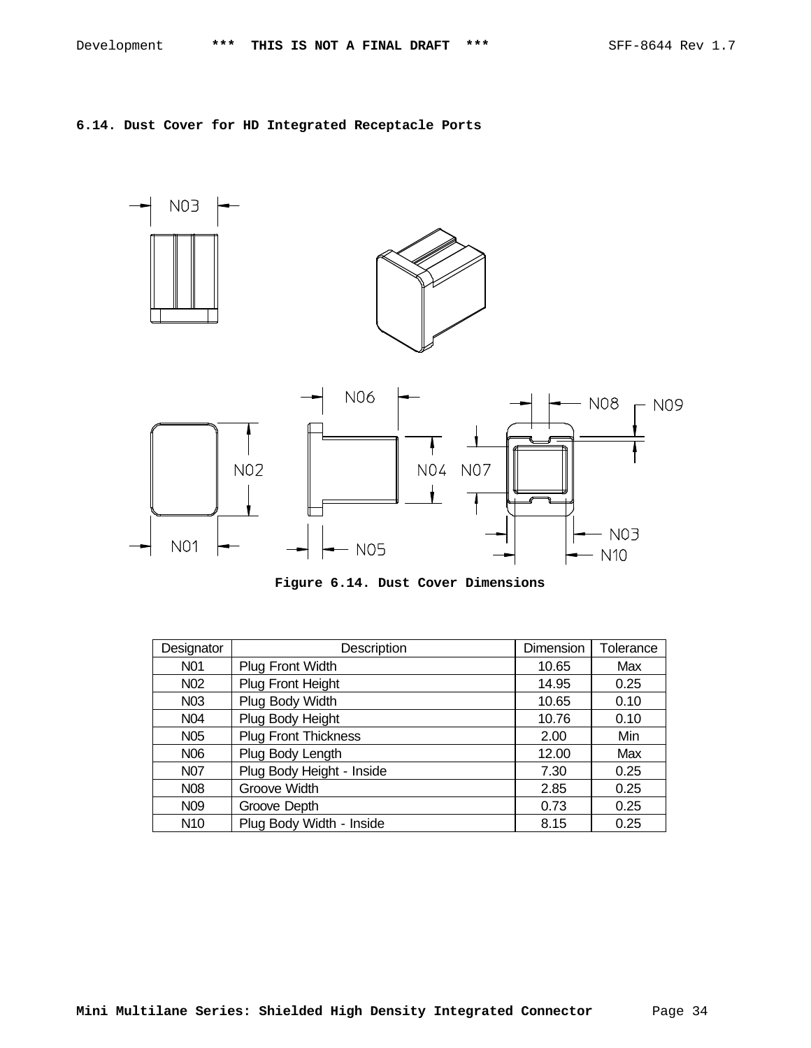### 6.14. Dust Cover for HD Integrated Receptacle Ports

N03

N06

N08

N09

N02

N04

N07

N03

N01

N05

N10

**Figure 6.14. Dust Cover Dimensions**

| Designator | Description | Dimension | Tolerance |
|---|---|---|---|
| N01 | Plug Front Width | 10.65 | Max |
| N02 | Plug Front Height | 14.95 | 0.25 |
| N03 | Plug Body Width | 10.65 | 0.10 |
| N04 | Plug Body Height | 10.76 | 0.10 |
| N05 | Plug Front Thickness | 2.00 | Min |
| N06 | Plug Body Length | 12.00 | Max |
| N07 | Plug Body Height - Inside | 7.30 | 0.25 |
| N08 | Groove Width | 2.85 | 0.25 |
| N09 | Groove Depth | 0.73 | 0.25 |
| N10 | Plug Body Width - Inside | 8.15 | 0.25 |